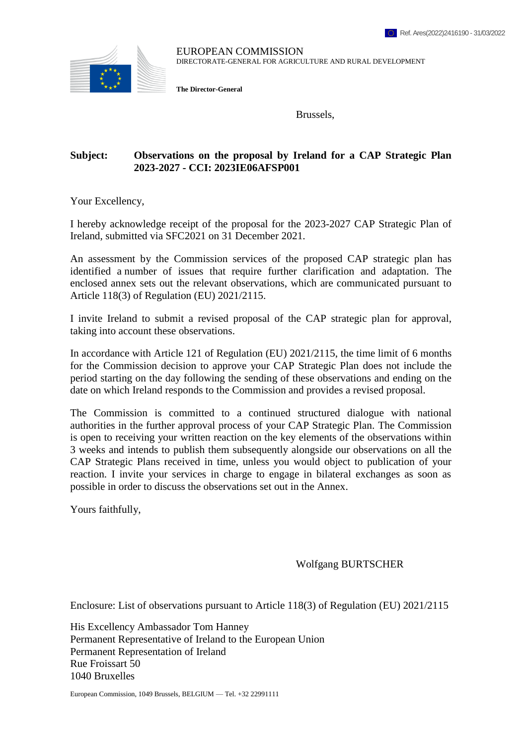Ref. Ares(2022)2416190 - 31/03/2022

EUROPEAN COMMISSION
DIRECTORATE-GENERAL FOR AGRICULTURE AND RURAL DEVELOPMENT

**The Director-General**

Brussels,

**Subject: Observations on the proposal by Ireland for a CAP Strategic Plan 2023-2027 - CCI: 2023IE06AFSP001**

Your Excellency,

I hereby acknowledge receipt of the proposal for the 2023-2027 CAP Strategic Plan of Ireland, submitted via SFC2021 on 31 December 2021.

An assessment by the Commission services of the proposed CAP strategic plan has identified a number of issues that require further clarification and adaptation. The enclosed annex sets out the relevant observations, which are communicated pursuant to Article 118(3) of Regulation (EU) 2021/2115.

I invite Ireland to submit a revised proposal of the CAP strategic plan for approval, taking into account these observations.

In accordance with Article 121 of Regulation (EU) 2021/2115, the time limit of 6 months for the Commission decision to approve your CAP Strategic Plan does not include the period starting on the day following the sending of these observations and ending on the date on which Ireland responds to the Commission and provides a revised proposal.

The Commission is committed to a continued structured dialogue with national authorities in the further approval process of your CAP Strategic Plan. The Commission is open to receiving your written reaction on the key elements of the observations within 3 weeks and intends to publish them subsequently alongside our observations on all the CAP Strategic Plans received in time, unless you would object to publication of your reaction. I invite your services in charge to engage in bilateral exchanges as soon as possible in order to discuss the observations set out in the Annex.

Yours faithfully,

Wolfgang BURTSCHER

Enclosure: List of observations pursuant to Article 118(3) of Regulation (EU) 2021/2115

His Excellency Ambassador Tom Hanney
Permanent Representative of Ireland to the European Union
Permanent Representation of Ireland
Rue Froissart 50
1040 Bruxelles

European Commission, 1049 Brussels, BELGIUM — Tel. +32 22991111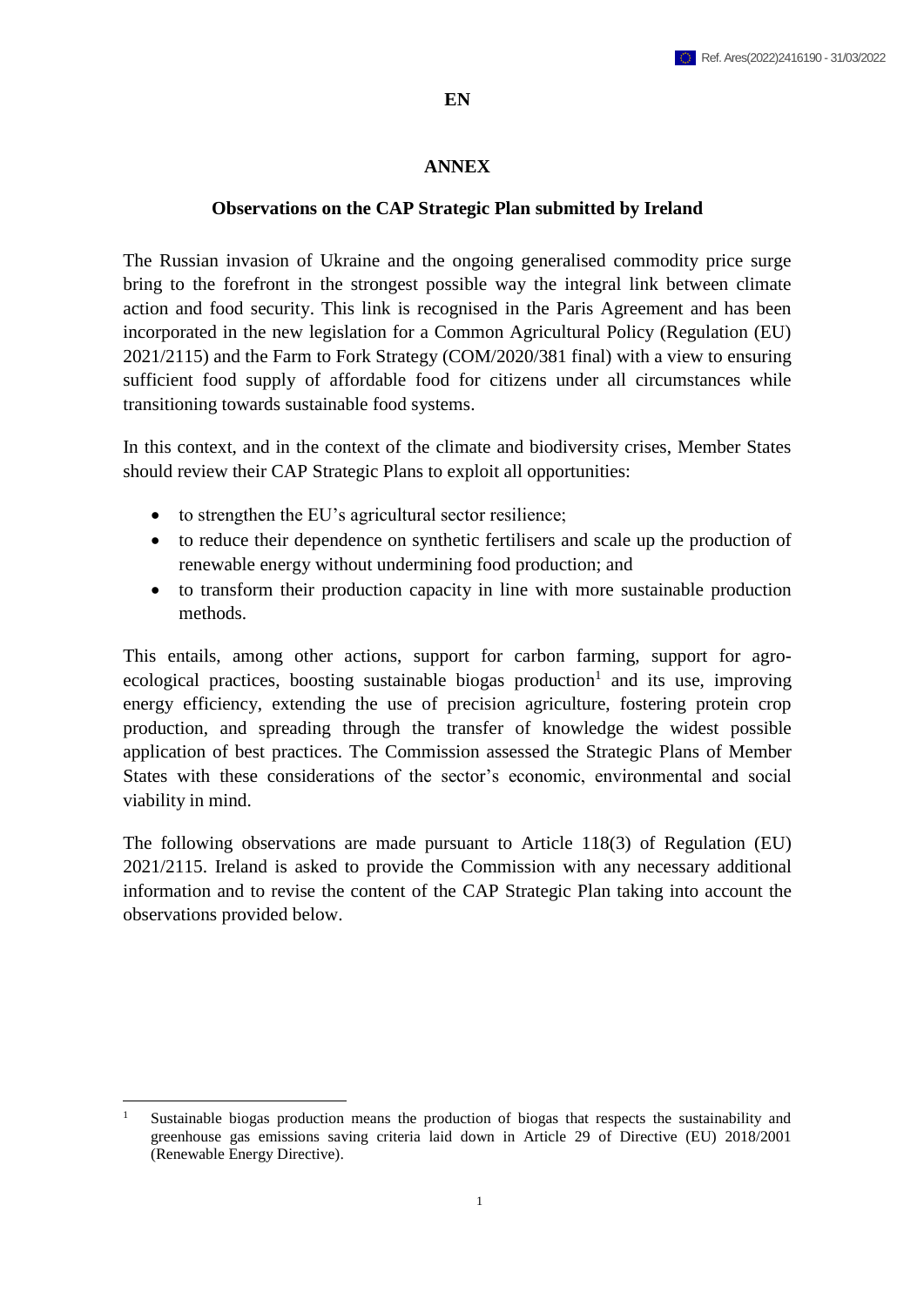**EN**

# ANNEX

## Observations on the CAP Strategic Plan submitted by Ireland

The Russian invasion of Ukraine and the ongoing generalised commodity price surge bring to the forefront in the strongest possible way the integral link between climate action and food security. This link is recognised in the Paris Agreement and has been incorporated in the new legislation for a Common Agricultural Policy (Regulation (EU) 2021/2115) and the Farm to Fork Strategy (COM/2020/381 final) with a view to ensuring sufficient food supply of affordable food for citizens under all circumstances while transitioning towards sustainable food systems.

In this context, and in the context of the climate and biodiversity crises, Member States should review their CAP Strategic Plans to exploit all opportunities:

- to strengthen the EU's agricultural sector resilience;
- to reduce their dependence on synthetic fertilisers and scale up the production of renewable energy without undermining food production; and
- to transform their production capacity in line with more sustainable production methods.

This entails, among other actions, support for carbon farming, support for agro-ecological practices, boosting sustainable biogas production[1] and its use, improving energy efficiency, extending the use of precision agriculture, fostering protein crop production, and spreading through the transfer of knowledge the widest possible application of best practices. The Commission assessed the Strategic Plans of Member States with these considerations of the sector's economic, environmental and social viability in mind.

The following observations are made pursuant to Article 118(3) of Regulation (EU) 2021/2115. Ireland is asked to provide the Commission with any necessary additional information and to revise the content of the CAP Strategic Plan taking into account the observations provided below.

[1] Sustainable biogas production means the production of biogas that respects the sustainability and greenhouse gas emissions saving criteria laid down in Article 29 of Directive (EU) 2018/2001 (Renewable Energy Directive).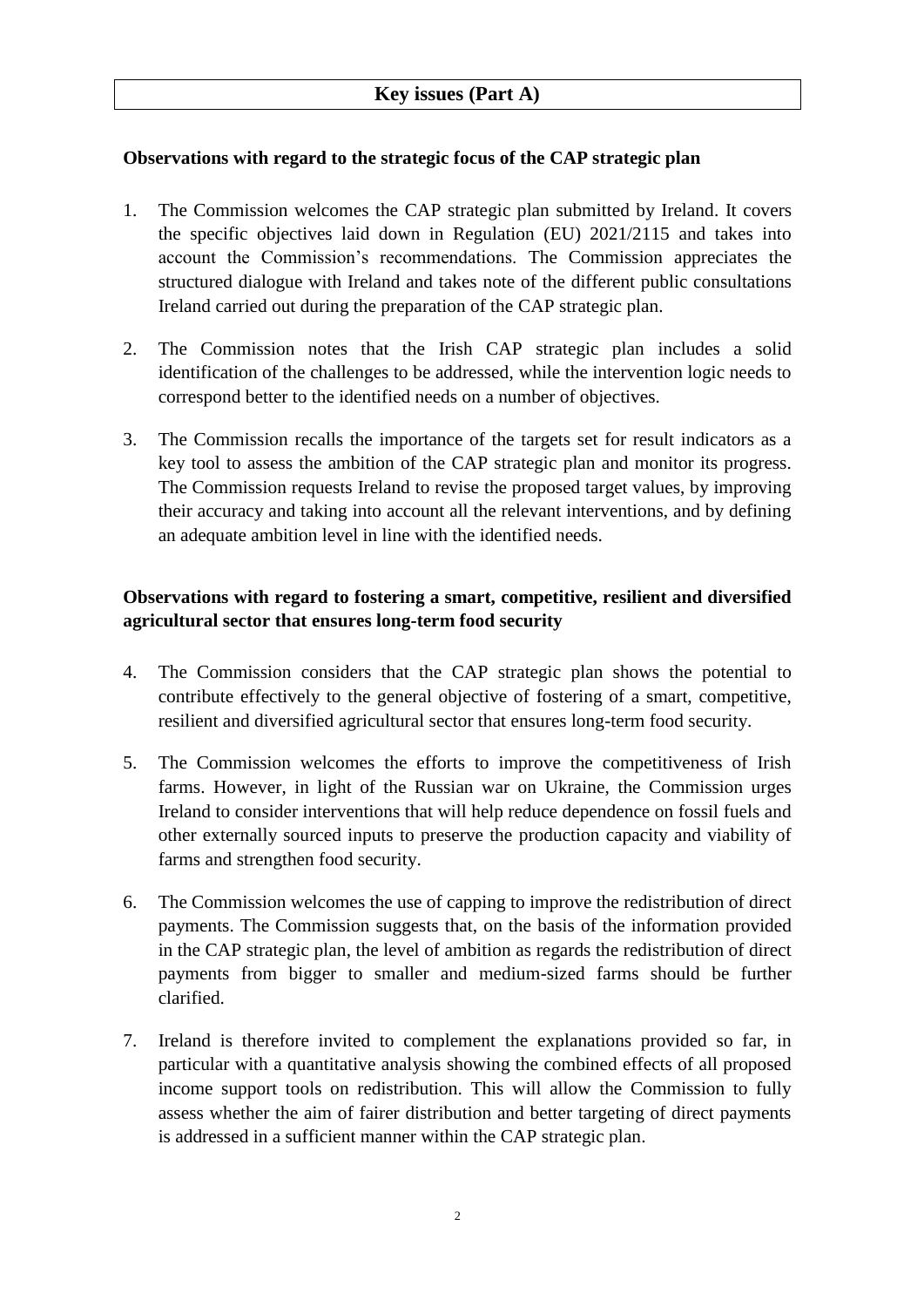## Key issues (Part A)

**Observations with regard to the strategic focus of the CAP strategic plan**

1. The Commission welcomes the CAP strategic plan submitted by Ireland. It covers the specific objectives laid down in Regulation (EU) 2021/2115 and takes into account the Commission's recommendations. The Commission appreciates the structured dialogue with Ireland and takes note of the different public consultations Ireland carried out during the preparation of the CAP strategic plan.

2. The Commission notes that the Irish CAP strategic plan includes a solid identification of the challenges to be addressed, while the intervention logic needs to correspond better to the identified needs on a number of objectives.

3. The Commission recalls the importance of the targets set for result indicators as a key tool to assess the ambition of the CAP strategic plan and monitor its progress. The Commission requests Ireland to revise the proposed target values, by improving their accuracy and taking into account all the relevant interventions, and by defining an adequate ambition level in line with the identified needs.

**Observations with regard to fostering a smart, competitive, resilient and diversified agricultural sector that ensures long-term food security**

4. The Commission considers that the CAP strategic plan shows the potential to contribute effectively to the general objective of fostering of a smart, competitive, resilient and diversified agricultural sector that ensures long-term food security.

5. The Commission welcomes the efforts to improve the competitiveness of Irish farms. However, in light of the Russian war on Ukraine, the Commission urges Ireland to consider interventions that will help reduce dependence on fossil fuels and other externally sourced inputs to preserve the production capacity and viability of farms and strengthen food security.

6. The Commission welcomes the use of capping to improve the redistribution of direct payments. The Commission suggests that, on the basis of the information provided in the CAP strategic plan, the level of ambition as regards the redistribution of direct payments from bigger to smaller and medium-sized farms should be further clarified.

7. Ireland is therefore invited to complement the explanations provided so far, in particular with a quantitative analysis showing the combined effects of all proposed income support tools on redistribution. This will allow the Commission to fully assess whether the aim of fairer distribution and better targeting of direct payments is addressed in a sufficient manner within the CAP strategic plan.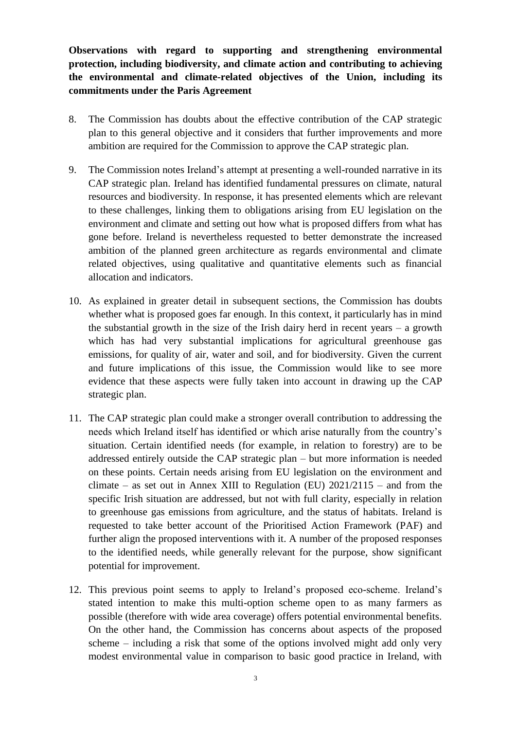**Observations with regard to supporting and strengthening environmental protection, including biodiversity, and climate action and contributing to achieving the environmental and climate-related objectives of the Union, including its commitments under the Paris Agreement**

8. The Commission has doubts about the effective contribution of the CAP strategic plan to this general objective and it considers that further improvements and more ambition are required for the Commission to approve the CAP strategic plan.

9. The Commission notes Ireland's attempt at presenting a well-rounded narrative in its CAP strategic plan. Ireland has identified fundamental pressures on climate, natural resources and biodiversity. In response, it has presented elements which are relevant to these challenges, linking them to obligations arising from EU legislation on the environment and climate and setting out how what is proposed differs from what has gone before. Ireland is nevertheless requested to better demonstrate the increased ambition of the planned green architecture as regards environmental and climate related objectives, using qualitative and quantitative elements such as financial allocation and indicators.

10. As explained in greater detail in subsequent sections, the Commission has doubts whether what is proposed goes far enough. In this context, it particularly has in mind the substantial growth in the size of the Irish dairy herd in recent years – a growth which has had very substantial implications for agricultural greenhouse gas emissions, for quality of air, water and soil, and for biodiversity. Given the current and future implications of this issue, the Commission would like to see more evidence that these aspects were fully taken into account in drawing up the CAP strategic plan.

11. The CAP strategic plan could make a stronger overall contribution to addressing the needs which Ireland itself has identified or which arise naturally from the country's situation. Certain identified needs (for example, in relation to forestry) are to be addressed entirely outside the CAP strategic plan – but more information is needed on these points. Certain needs arising from EU legislation on the environment and climate – as set out in Annex XIII to Regulation (EU) 2021/2115 – and from the specific Irish situation are addressed, but not with full clarity, especially in relation to greenhouse gas emissions from agriculture, and the status of habitats. Ireland is requested to take better account of the Prioritised Action Framework (PAF) and further align the proposed interventions with it. A number of the proposed responses to the identified needs, while generally relevant for the purpose, show significant potential for improvement.

12. This previous point seems to apply to Ireland's proposed eco-scheme. Ireland's stated intention to make this multi-option scheme open to as many farmers as possible (therefore with wide area coverage) offers potential environmental benefits. On the other hand, the Commission has concerns about aspects of the proposed scheme – including a risk that some of the options involved might add only very modest environmental value in comparison to basic good practice in Ireland, with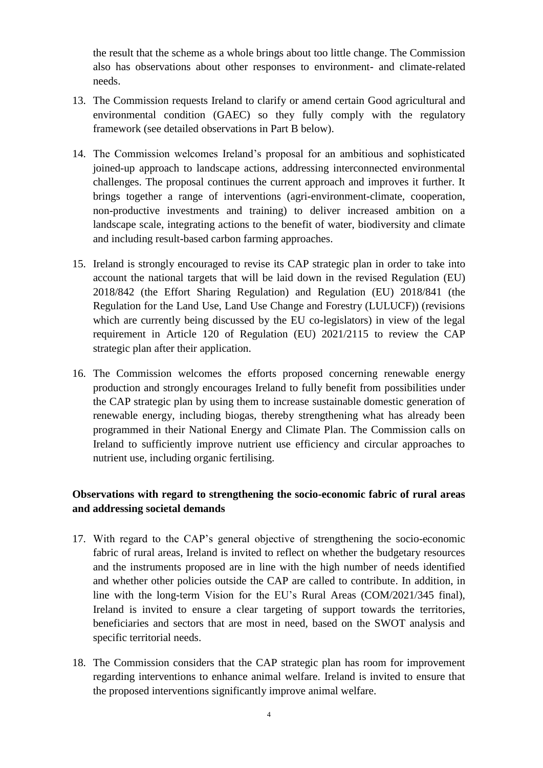the result that the scheme as a whole brings about too little change. The Commission also has observations about other responses to environment- and climate-related needs.

13. The Commission requests Ireland to clarify or amend certain Good agricultural and environmental condition (GAEC) so they fully comply with the regulatory framework (see detailed observations in Part B below).

14. The Commission welcomes Ireland's proposal for an ambitious and sophisticated joined-up approach to landscape actions, addressing interconnected environmental challenges. The proposal continues the current approach and improves it further. It brings together a range of interventions (agri-environment-climate, cooperation, non-productive investments and training) to deliver increased ambition on a landscape scale, integrating actions to the benefit of water, biodiversity and climate and including result-based carbon farming approaches.

15. Ireland is strongly encouraged to revise its CAP strategic plan in order to take into account the national targets that will be laid down in the revised Regulation (EU) 2018/842 (the Effort Sharing Regulation) and Regulation (EU) 2018/841 (the Regulation for the Land Use, Land Use Change and Forestry (LULUCF)) (revisions which are currently being discussed by the EU co-legislators) in view of the legal requirement in Article 120 of Regulation (EU) 2021/2115 to review the CAP strategic plan after their application.

16. The Commission welcomes the efforts proposed concerning renewable energy production and strongly encourages Ireland to fully benefit from possibilities under the CAP strategic plan by using them to increase sustainable domestic generation of renewable energy, including biogas, thereby strengthening what has already been programmed in their National Energy and Climate Plan. The Commission calls on Ireland to sufficiently improve nutrient use efficiency and circular approaches to nutrient use, including organic fertilising.

**Observations with regard to strengthening the socio-economic fabric of rural areas and addressing societal demands**

17. With regard to the CAP's general objective of strengthening the socio-economic fabric of rural areas, Ireland is invited to reflect on whether the budgetary resources and the instruments proposed are in line with the high number of needs identified and whether other policies outside the CAP are called to contribute. In addition, in line with the long-term Vision for the EU's Rural Areas (COM/2021/345 final), Ireland is invited to ensure a clear targeting of support towards the territories, beneficiaries and sectors that are most in need, based on the SWOT analysis and specific territorial needs.

18. The Commission considers that the CAP strategic plan has room for improvement regarding interventions to enhance animal welfare. Ireland is invited to ensure that the proposed interventions significantly improve animal welfare.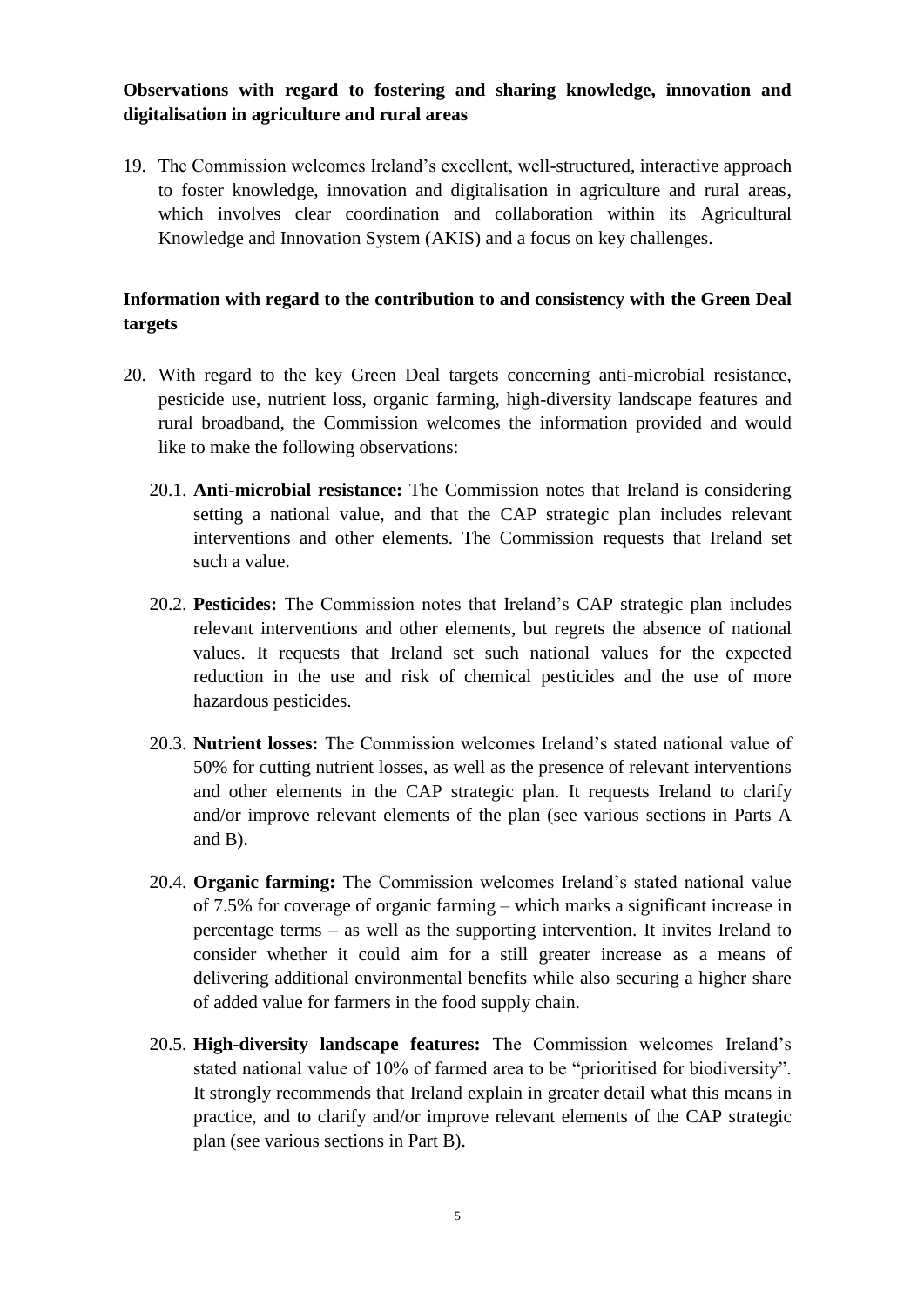**Observations with regard to fostering and sharing knowledge, innovation and digitalisation in agriculture and rural areas**

19. The Commission welcomes Ireland's excellent, well-structured, interactive approach to foster knowledge, innovation and digitalisation in agriculture and rural areas, which involves clear coordination and collaboration within its Agricultural Knowledge and Innovation System (AKIS) and a focus on key challenges.

**Information with regard to the contribution to and consistency with the Green Deal targets**

20. With regard to the key Green Deal targets concerning anti-microbial resistance, pesticide use, nutrient loss, organic farming, high-diversity landscape features and rural broadband, the Commission welcomes the information provided and would like to make the following observations:

    20.1. **Anti-microbial resistance:** The Commission notes that Ireland is considering setting a national value, and that the CAP strategic plan includes relevant interventions and other elements. The Commission requests that Ireland set such a value.

    20.2. **Pesticides:** The Commission notes that Ireland's CAP strategic plan includes relevant interventions and other elements, but regrets the absence of national values. It requests that Ireland set such national values for the expected reduction in the use and risk of chemical pesticides and the use of more hazardous pesticides.

    20.3. **Nutrient losses:** The Commission welcomes Ireland's stated national value of 50% for cutting nutrient losses, as well as the presence of relevant interventions and other elements in the CAP strategic plan. It requests Ireland to clarify and/or improve relevant elements of the plan (see various sections in Parts A and B).

    20.4. **Organic farming:** The Commission welcomes Ireland's stated national value of 7.5% for coverage of organic farming – which marks a significant increase in percentage terms – as well as the supporting intervention. It invites Ireland to consider whether it could aim for a still greater increase as a means of delivering additional environmental benefits while also securing a higher share of added value for farmers in the food supply chain.

    20.5. **High-diversity landscape features:** The Commission welcomes Ireland's stated national value of 10% of farmed area to be "prioritised for biodiversity". It strongly recommends that Ireland explain in greater detail what this means in practice, and to clarify and/or improve relevant elements of the CAP strategic plan (see various sections in Part B).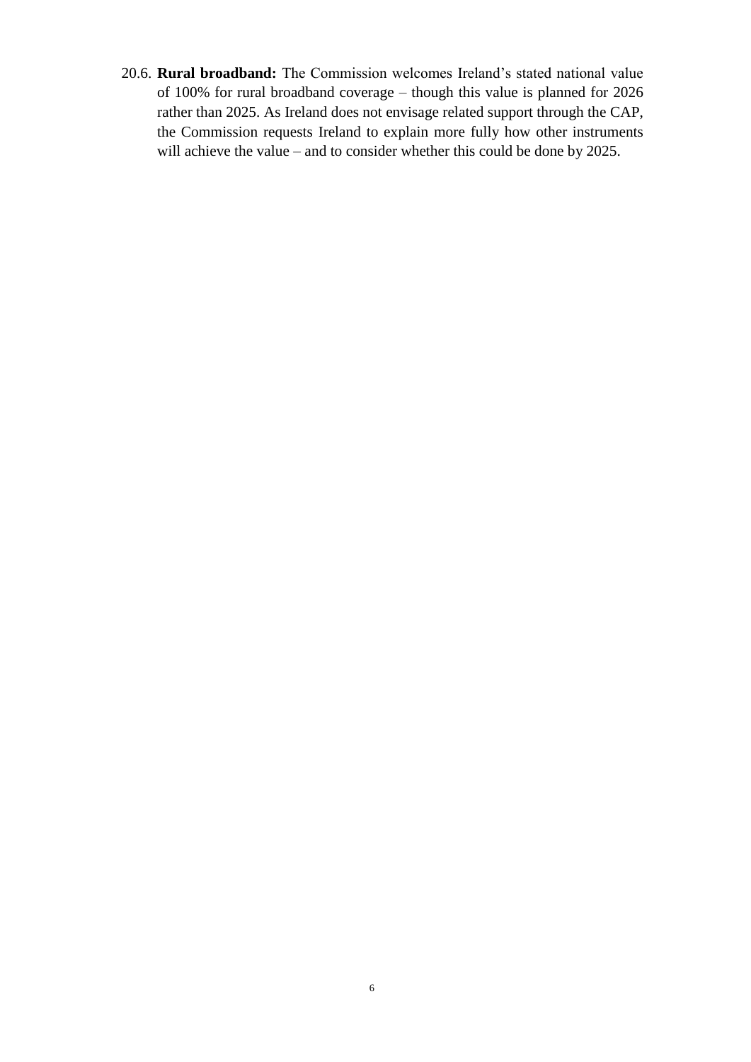20.6. **Rural broadband:** The Commission welcomes Ireland's stated national value of 100% for rural broadband coverage – though this value is planned for 2026 rather than 2025. As Ireland does not envisage related support through the CAP, the Commission requests Ireland to explain more fully how other instruments will achieve the value – and to consider whether this could be done by 2025.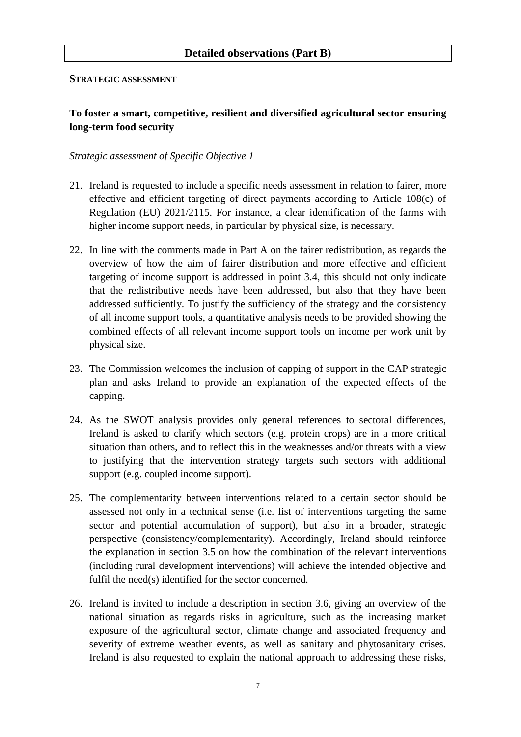## Detailed observations (Part B)

**STRATEGIC ASSESSMENT**

### To foster a smart, competitive, resilient and diversified agricultural sector ensuring long-term food security

*Strategic assessment of Specific Objective 1*

21. Ireland is requested to include a specific needs assessment in relation to fairer, more effective and efficient targeting of direct payments according to Article 108(c) of Regulation (EU) 2021/2115. For instance, a clear identification of the farms with higher income support needs, in particular by physical size, is necessary.

22. In line with the comments made in Part A on the fairer redistribution, as regards the overview of how the aim of fairer distribution and more effective and efficient targeting of income support is addressed in point 3.4, this should not only indicate that the redistributive needs have been addressed, but also that they have been addressed sufficiently. To justify the sufficiency of the strategy and the consistency of all income support tools, a quantitative analysis needs to be provided showing the combined effects of all relevant income support tools on income per work unit by physical size.

23. The Commission welcomes the inclusion of capping of support in the CAP strategic plan and asks Ireland to provide an explanation of the expected effects of the capping.

24. As the SWOT analysis provides only general references to sectoral differences, Ireland is asked to clarify which sectors (e.g. protein crops) are in a more critical situation than others, and to reflect this in the weaknesses and/or threats with a view to justifying that the intervention strategy targets such sectors with additional support (e.g. coupled income support).

25. The complementarity between interventions related to a certain sector should be assessed not only in a technical sense (i.e. list of interventions targeting the same sector and potential accumulation of support), but also in a broader, strategic perspective (consistency/complementarity). Accordingly, Ireland should reinforce the explanation in section 3.5 on how the combination of the relevant interventions (including rural development interventions) will achieve the intended objective and fulfil the need(s) identified for the sector concerned.

26. Ireland is invited to include a description in section 3.6, giving an overview of the national situation as regards risks in agriculture, such as the increasing market exposure of the agricultural sector, climate change and associated frequency and severity of extreme weather events, as well as sanitary and phytosanitary crises. Ireland is also requested to explain the national approach to addressing these risks,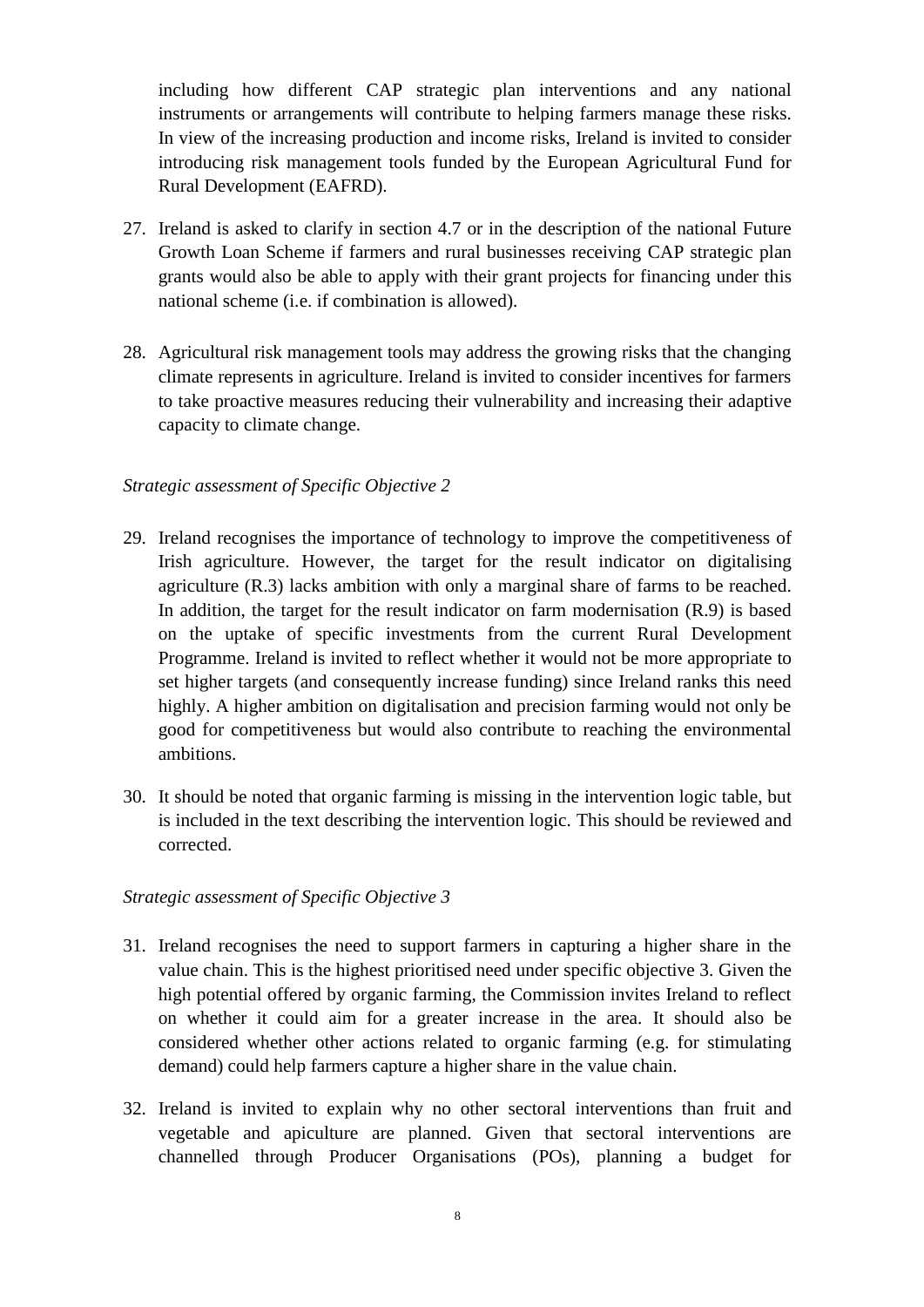including how different CAP strategic plan interventions and any national instruments or arrangements will contribute to helping farmers manage these risks. In view of the increasing production and income risks, Ireland is invited to consider introducing risk management tools funded by the European Agricultural Fund for Rural Development (EAFRD).

27. Ireland is asked to clarify in section 4.7 or in the description of the national Future Growth Loan Scheme if farmers and rural businesses receiving CAP strategic plan grants would also be able to apply with their grant projects for financing under this national scheme (i.e. if combination is allowed).

28. Agricultural risk management tools may address the growing risks that the changing climate represents in agriculture. Ireland is invited to consider incentives for farmers to take proactive measures reducing their vulnerability and increasing their adaptive capacity to climate change.

*Strategic assessment of Specific Objective 2*

29. Ireland recognises the importance of technology to improve the competitiveness of Irish agriculture. However, the target for the result indicator on digitalising agriculture (R.3) lacks ambition with only a marginal share of farms to be reached. In addition, the target for the result indicator on farm modernisation (R.9) is based on the uptake of specific investments from the current Rural Development Programme. Ireland is invited to reflect whether it would not be more appropriate to set higher targets (and consequently increase funding) since Ireland ranks this need highly. A higher ambition on digitalisation and precision farming would not only be good for competitiveness but would also contribute to reaching the environmental ambitions.

30. It should be noted that organic farming is missing in the intervention logic table, but is included in the text describing the intervention logic. This should be reviewed and corrected.

*Strategic assessment of Specific Objective 3*

31. Ireland recognises the need to support farmers in capturing a higher share in the value chain. This is the highest prioritised need under specific objective 3. Given the high potential offered by organic farming, the Commission invites Ireland to reflect on whether it could aim for a greater increase in the area. It should also be considered whether other actions related to organic farming (e.g. for stimulating demand) could help farmers capture a higher share in the value chain.

32. Ireland is invited to explain why no other sectoral interventions than fruit and vegetable and apiculture are planned. Given that sectoral interventions are channelled through Producer Organisations (POs), planning a budget for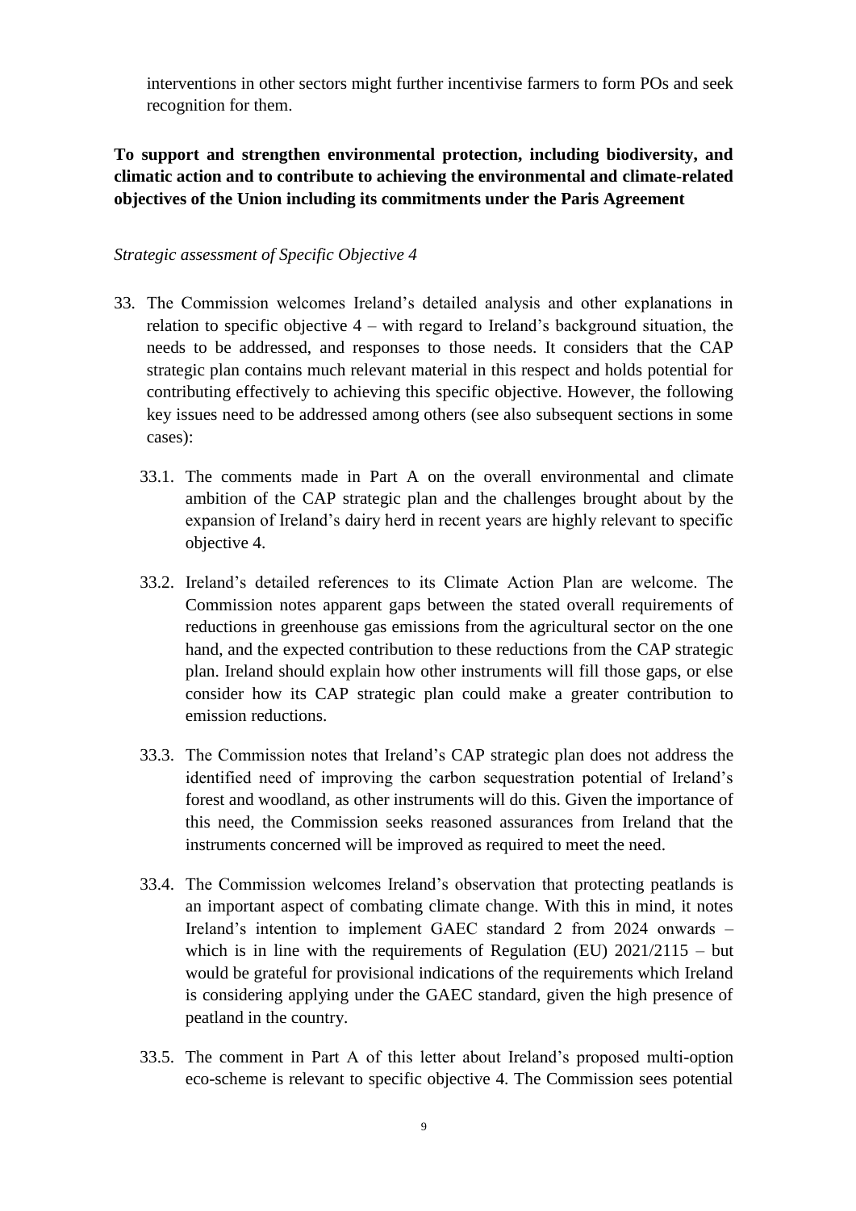interventions in other sectors might further incentivise farmers to form POs and seek recognition for them.

**To support and strengthen environmental protection, including biodiversity, and climatic action and to contribute to achieving the environmental and climate-related objectives of the Union including its commitments under the Paris Agreement**

*Strategic assessment of Specific Objective 4*

33. The Commission welcomes Ireland's detailed analysis and other explanations in relation to specific objective 4 – with regard to Ireland's background situation, the needs to be addressed, and responses to those needs. It considers that the CAP strategic plan contains much relevant material in this respect and holds potential for contributing effectively to achieving this specific objective. However, the following key issues need to be addressed among others (see also subsequent sections in some cases):

    33.1. The comments made in Part A on the overall environmental and climate ambition of the CAP strategic plan and the challenges brought about by the expansion of Ireland's dairy herd in recent years are highly relevant to specific objective 4.

    33.2. Ireland's detailed references to its Climate Action Plan are welcome. The Commission notes apparent gaps between the stated overall requirements of reductions in greenhouse gas emissions from the agricultural sector on the one hand, and the expected contribution to these reductions from the CAP strategic plan. Ireland should explain how other instruments will fill those gaps, or else consider how its CAP strategic plan could make a greater contribution to emission reductions.

    33.3. The Commission notes that Ireland's CAP strategic plan does not address the identified need of improving the carbon sequestration potential of Ireland's forest and woodland, as other instruments will do this. Given the importance of this need, the Commission seeks reasoned assurances from Ireland that the instruments concerned will be improved as required to meet the need.

    33.4. The Commission welcomes Ireland's observation that protecting peatlands is an important aspect of combating climate change. With this in mind, it notes Ireland's intention to implement GAEC standard 2 from 2024 onwards – which is in line with the requirements of Regulation (EU) 2021/2115 – but would be grateful for provisional indications of the requirements which Ireland is considering applying under the GAEC standard, given the high presence of peatland in the country.

    33.5. The comment in Part A of this letter about Ireland's proposed multi-option eco-scheme is relevant to specific objective 4. The Commission sees potential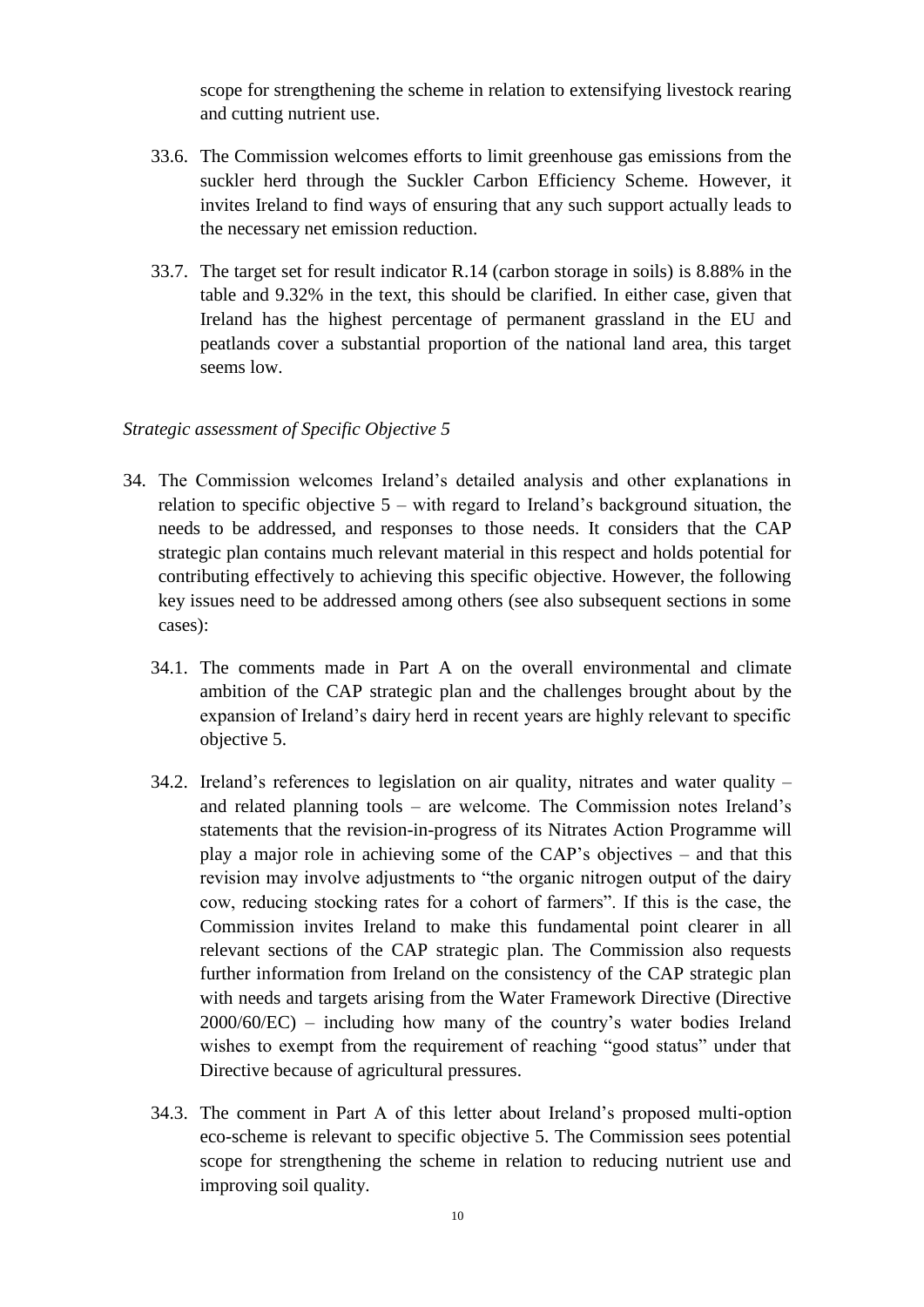scope for strengthening the scheme in relation to extensifying livestock rearing and cutting nutrient use.

33.6. The Commission welcomes efforts to limit greenhouse gas emissions from the suckler herd through the Suckler Carbon Efficiency Scheme. However, it invites Ireland to find ways of ensuring that any such support actually leads to the necessary net emission reduction.

33.7. The target set for result indicator R.14 (carbon storage in soils) is 8.88% in the table and 9.32% in the text, this should be clarified. In either case, given that Ireland has the highest percentage of permanent grassland in the EU and peatlands cover a substantial proportion of the national land area, this target seems low.

*Strategic assessment of Specific Objective 5*

34. The Commission welcomes Ireland's detailed analysis and other explanations in relation to specific objective 5 – with regard to Ireland's background situation, the needs to be addressed, and responses to those needs. It considers that the CAP strategic plan contains much relevant material in this respect and holds potential for contributing effectively to achieving this specific objective. However, the following key issues need to be addressed among others (see also subsequent sections in some cases):

34.1. The comments made in Part A on the overall environmental and climate ambition of the CAP strategic plan and the challenges brought about by the expansion of Ireland's dairy herd in recent years are highly relevant to specific objective 5.

34.2. Ireland's references to legislation on air quality, nitrates and water quality – and related planning tools – are welcome. The Commission notes Ireland's statements that the revision-in-progress of its Nitrates Action Programme will play a major role in achieving some of the CAP's objectives – and that this revision may involve adjustments to "the organic nitrogen output of the dairy cow, reducing stocking rates for a cohort of farmers". If this is the case, the Commission invites Ireland to make this fundamental point clearer in all relevant sections of the CAP strategic plan. The Commission also requests further information from Ireland on the consistency of the CAP strategic plan with needs and targets arising from the Water Framework Directive (Directive 2000/60/EC) – including how many of the country's water bodies Ireland wishes to exempt from the requirement of reaching "good status" under that Directive because of agricultural pressures.

34.3. The comment in Part A of this letter about Ireland's proposed multi-option eco-scheme is relevant to specific objective 5. The Commission sees potential scope for strengthening the scheme in relation to reducing nutrient use and improving soil quality.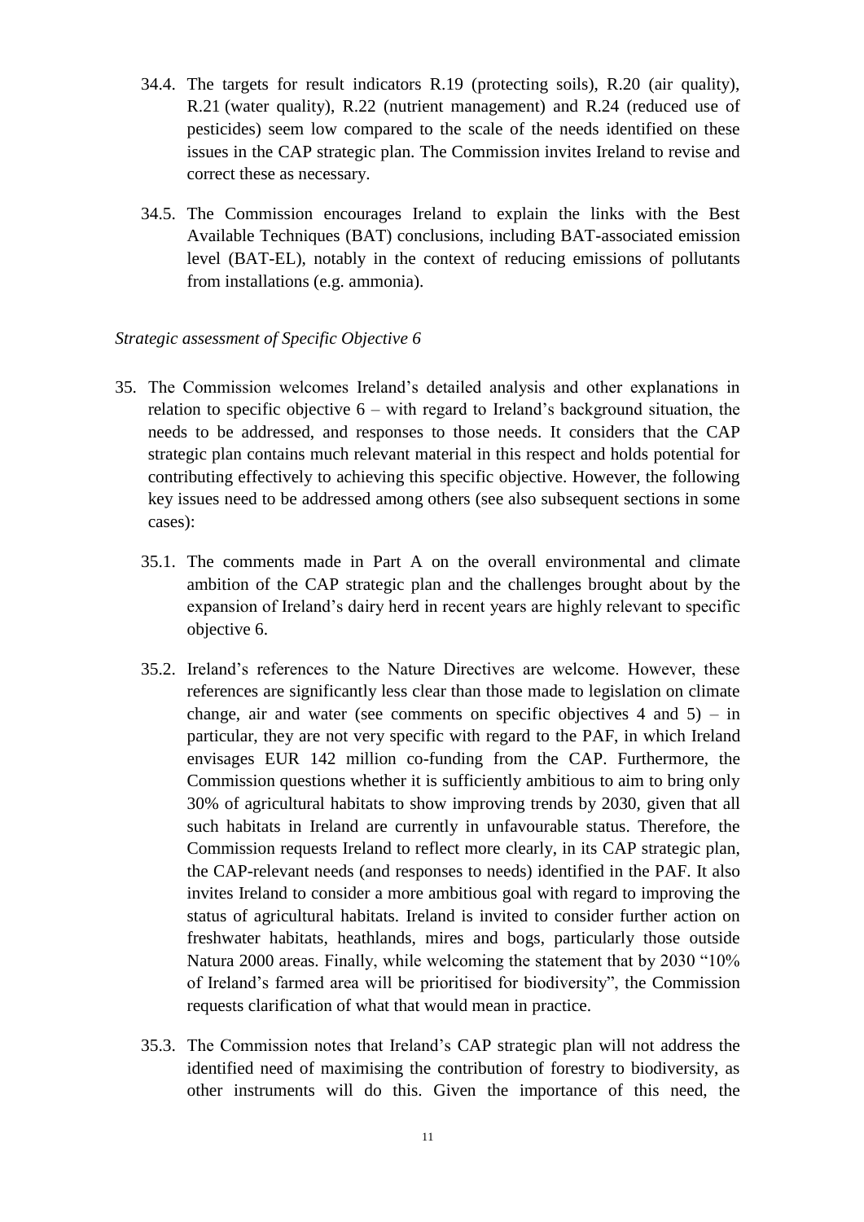34.4. The targets for result indicators R.19 (protecting soils), R.20 (air quality), R.21 (water quality), R.22 (nutrient management) and R.24 (reduced use of pesticides) seem low compared to the scale of the needs identified on these issues in the CAP strategic plan. The Commission invites Ireland to revise and correct these as necessary.

34.5. The Commission encourages Ireland to explain the links with the Best Available Techniques (BAT) conclusions, including BAT-associated emission level (BAT-EL), notably in the context of reducing emissions of pollutants from installations (e.g. ammonia).

*Strategic assessment of Specific Objective 6*

35. The Commission welcomes Ireland's detailed analysis and other explanations in relation to specific objective 6 – with regard to Ireland's background situation, the needs to be addressed, and responses to those needs. It considers that the CAP strategic plan contains much relevant material in this respect and holds potential for contributing effectively to achieving this specific objective. However, the following key issues need to be addressed among others (see also subsequent sections in some cases):

35.1. The comments made in Part A on the overall environmental and climate ambition of the CAP strategic plan and the challenges brought about by the expansion of Ireland's dairy herd in recent years are highly relevant to specific objective 6.

35.2. Ireland's references to the Nature Directives are welcome. However, these references are significantly less clear than those made to legislation on climate change, air and water (see comments on specific objectives 4 and 5) – in particular, they are not very specific with regard to the PAF, in which Ireland envisages EUR 142 million co-funding from the CAP. Furthermore, the Commission questions whether it is sufficiently ambitious to aim to bring only 30% of agricultural habitats to show improving trends by 2030, given that all such habitats in Ireland are currently in unfavourable status. Therefore, the Commission requests Ireland to reflect more clearly, in its CAP strategic plan, the CAP-relevant needs (and responses to needs) identified in the PAF. It also invites Ireland to consider a more ambitious goal with regard to improving the status of agricultural habitats. Ireland is invited to consider further action on freshwater habitats, heathlands, mires and bogs, particularly those outside Natura 2000 areas. Finally, while welcoming the statement that by 2030 "10% of Ireland's farmed area will be prioritised for biodiversity", the Commission requests clarification of what that would mean in practice.

35.3. The Commission notes that Ireland's CAP strategic plan will not address the identified need of maximising the contribution of forestry to biodiversity, as other instruments will do this. Given the importance of this need, the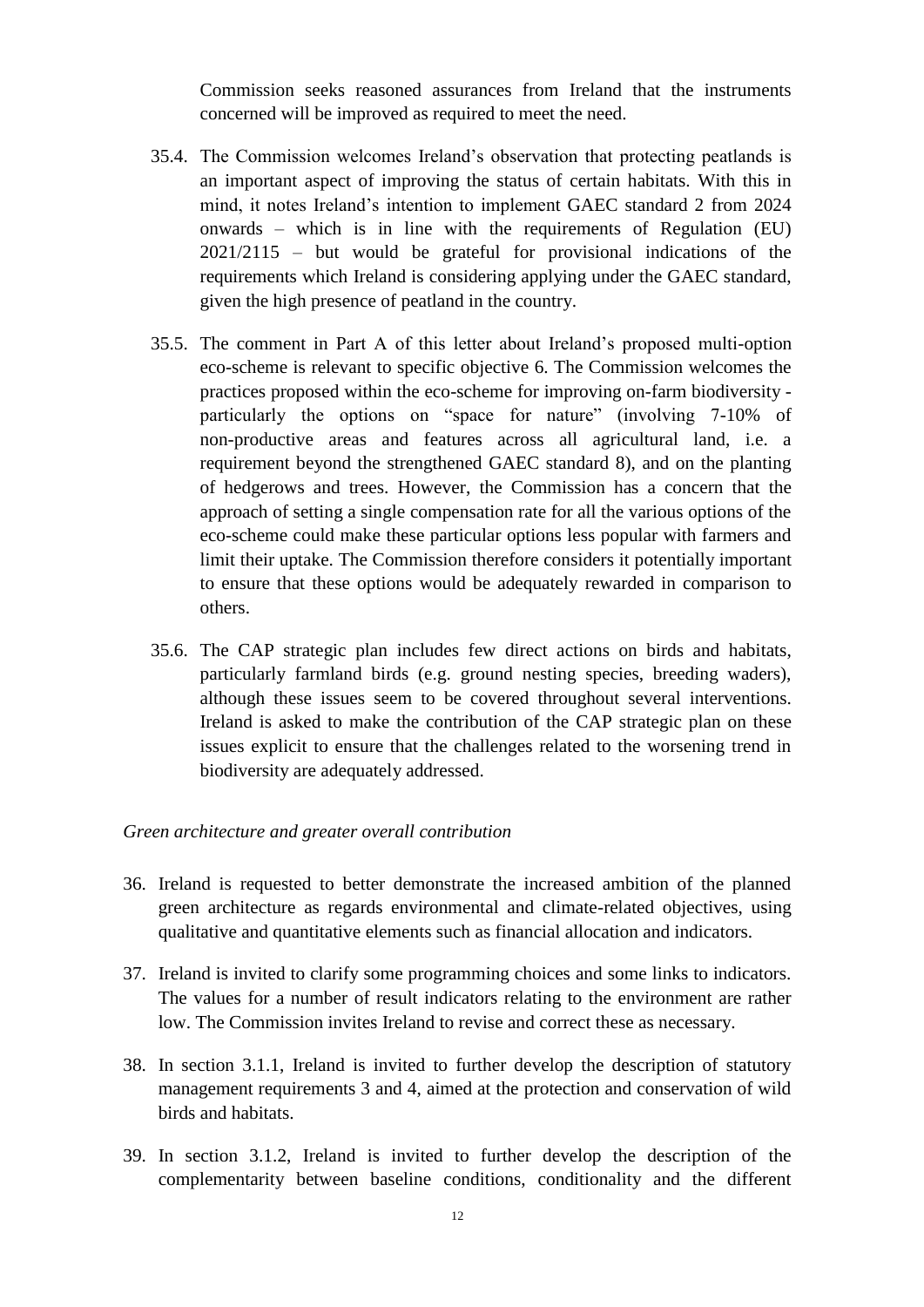Commission seeks reasoned assurances from Ireland that the instruments concerned will be improved as required to meet the need.

35.4. The Commission welcomes Ireland's observation that protecting peatlands is an important aspect of improving the status of certain habitats. With this in mind, it notes Ireland's intention to implement GAEC standard 2 from 2024 onwards – which is in line with the requirements of Regulation (EU) 2021/2115 – but would be grateful for provisional indications of the requirements which Ireland is considering applying under the GAEC standard, given the high presence of peatland in the country.

35.5. The comment in Part A of this letter about Ireland's proposed multi-option eco-scheme is relevant to specific objective 6. The Commission welcomes the practices proposed within the eco-scheme for improving on-farm biodiversity - particularly the options on "space for nature" (involving 7-10% of non-productive areas and features across all agricultural land, i.e. a requirement beyond the strengthened GAEC standard 8), and on the planting of hedgerows and trees. However, the Commission has a concern that the approach of setting a single compensation rate for all the various options of the eco-scheme could make these particular options less popular with farmers and limit their uptake. The Commission therefore considers it potentially important to ensure that these options would be adequately rewarded in comparison to others.

35.6. The CAP strategic plan includes few direct actions on birds and habitats, particularly farmland birds (e.g. ground nesting species, breeding waders), although these issues seem to be covered throughout several interventions. Ireland is asked to make the contribution of the CAP strategic plan on these issues explicit to ensure that the challenges related to the worsening trend in biodiversity are adequately addressed.

*Green architecture and greater overall contribution*

36. Ireland is requested to better demonstrate the increased ambition of the planned green architecture as regards environmental and climate-related objectives, using qualitative and quantitative elements such as financial allocation and indicators.

37. Ireland is invited to clarify some programming choices and some links to indicators. The values for a number of result indicators relating to the environment are rather low. The Commission invites Ireland to revise and correct these as necessary.

38. In section 3.1.1, Ireland is invited to further develop the description of statutory management requirements 3 and 4, aimed at the protection and conservation of wild birds and habitats.

39. In section 3.1.2, Ireland is invited to further develop the description of the complementarity between baseline conditions, conditionality and the different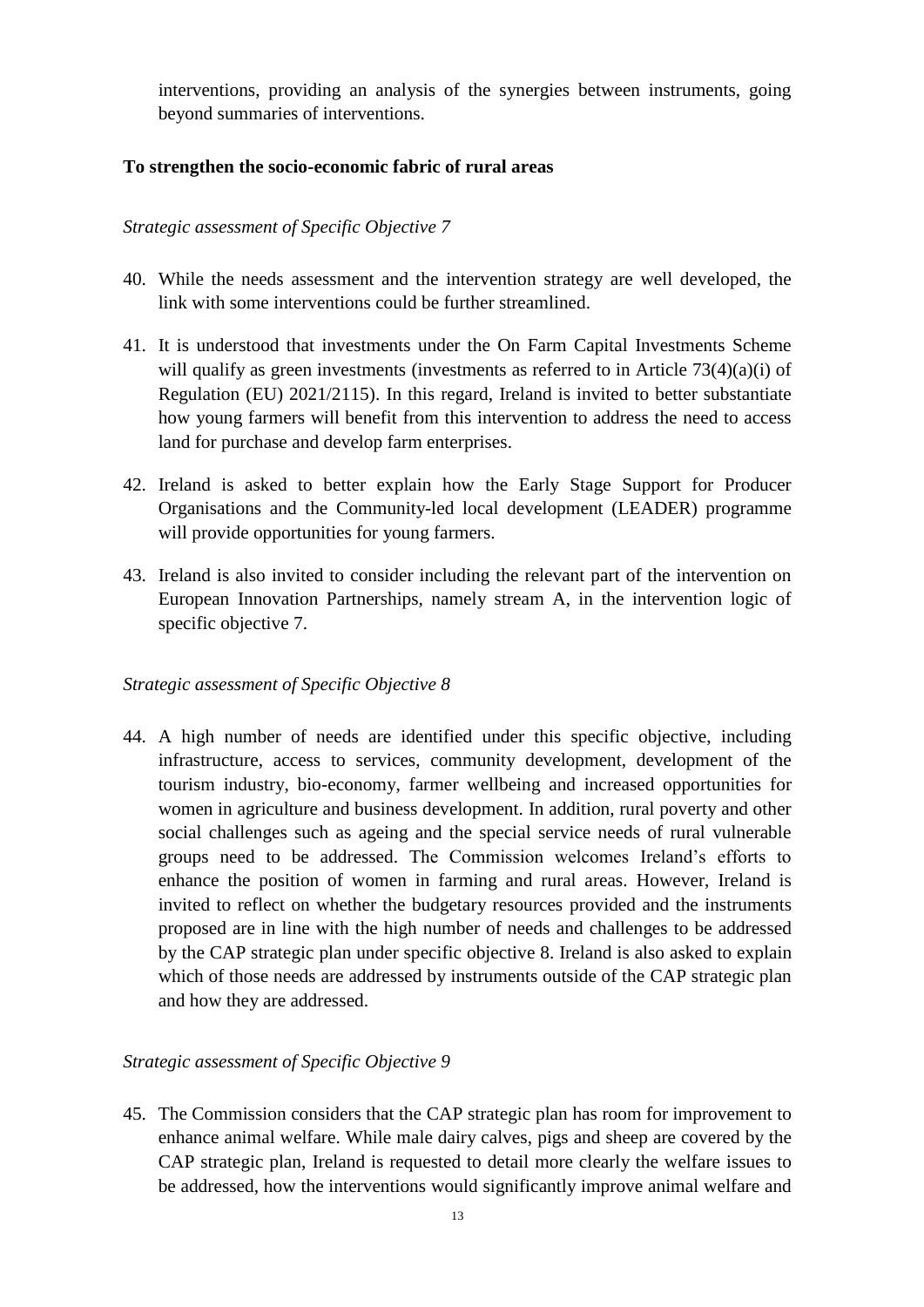interventions, providing an analysis of the synergies between instruments, going beyond summaries of interventions.

### To strengthen the socio-economic fabric of rural areas

*Strategic assessment of Specific Objective 7*

40. While the needs assessment and the intervention strategy are well developed, the link with some interventions could be further streamlined.

41. It is understood that investments under the On Farm Capital Investments Scheme will qualify as green investments (investments as referred to in Article 73(4)(a)(i) of Regulation (EU) 2021/2115). In this regard, Ireland is invited to better substantiate how young farmers will benefit from this intervention to address the need to access land for purchase and develop farm enterprises.

42. Ireland is asked to better explain how the Early Stage Support for Producer Organisations and the Community-led local development (LEADER) programme will provide opportunities for young farmers.

43. Ireland is also invited to consider including the relevant part of the intervention on European Innovation Partnerships, namely stream A, in the intervention logic of specific objective 7.

*Strategic assessment of Specific Objective 8*

44. A high number of needs are identified under this specific objective, including infrastructure, access to services, community development, development of the tourism industry, bio-economy, farmer wellbeing and increased opportunities for women in agriculture and business development. In addition, rural poverty and other social challenges such as ageing and the special service needs of rural vulnerable groups need to be addressed. The Commission welcomes Ireland's efforts to enhance the position of women in farming and rural areas. However, Ireland is invited to reflect on whether the budgetary resources provided and the instruments proposed are in line with the high number of needs and challenges to be addressed by the CAP strategic plan under specific objective 8. Ireland is also asked to explain which of those needs are addressed by instruments outside of the CAP strategic plan and how they are addressed.

*Strategic assessment of Specific Objective 9*

45. The Commission considers that the CAP strategic plan has room for improvement to enhance animal welfare. While male dairy calves, pigs and sheep are covered by the CAP strategic plan, Ireland is requested to detail more clearly the welfare issues to be addressed, how the interventions would significantly improve animal welfare and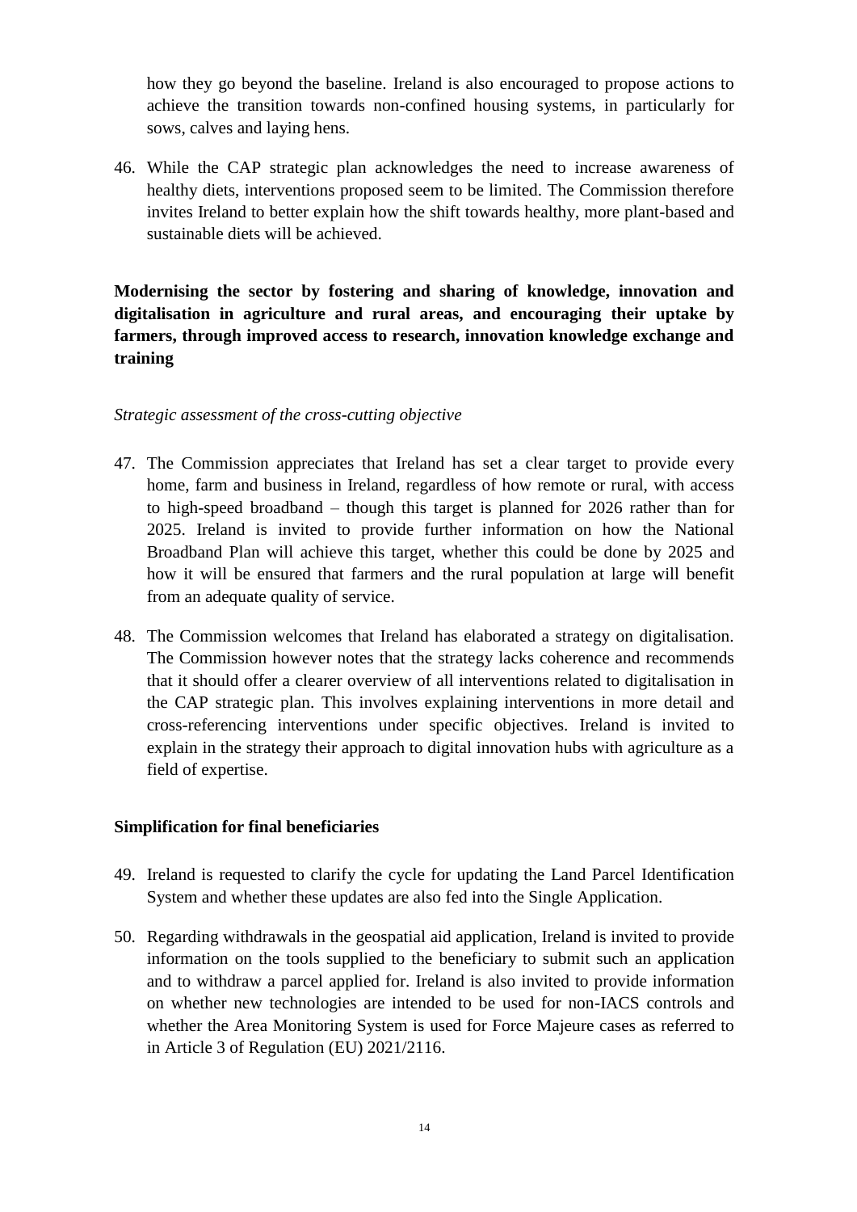how they go beyond the baseline. Ireland is also encouraged to propose actions to achieve the transition towards non-confined housing systems, in particularly for sows, calves and laying hens.

46. While the CAP strategic plan acknowledges the need to increase awareness of healthy diets, interventions proposed seem to be limited. The Commission therefore invites Ireland to better explain how the shift towards healthy, more plant-based and sustainable diets will be achieved.

**Modernising the sector by fostering and sharing of knowledge, innovation and digitalisation in agriculture and rural areas, and encouraging their uptake by farmers, through improved access to research, innovation knowledge exchange and training**

*Strategic assessment of the cross-cutting objective*

47. The Commission appreciates that Ireland has set a clear target to provide every home, farm and business in Ireland, regardless of how remote or rural, with access to high-speed broadband – though this target is planned for 2026 rather than for 2025. Ireland is invited to provide further information on how the National Broadband Plan will achieve this target, whether this could be done by 2025 and how it will be ensured that farmers and the rural population at large will benefit from an adequate quality of service.

48. The Commission welcomes that Ireland has elaborated a strategy on digitalisation. The Commission however notes that the strategy lacks coherence and recommends that it should offer a clearer overview of all interventions related to digitalisation in the CAP strategic plan. This involves explaining interventions in more detail and cross-referencing interventions under specific objectives. Ireland is invited to explain in the strategy their approach to digital innovation hubs with agriculture as a field of expertise.

**Simplification for final beneficiaries**

49. Ireland is requested to clarify the cycle for updating the Land Parcel Identification System and whether these updates are also fed into the Single Application.

50. Regarding withdrawals in the geospatial aid application, Ireland is invited to provide information on the tools supplied to the beneficiary to submit such an application and to withdraw a parcel applied for. Ireland is also invited to provide information on whether new technologies are intended to be used for non-IACS controls and whether the Area Monitoring System is used for Force Majeure cases as referred to in Article 3 of Regulation (EU) 2021/2116.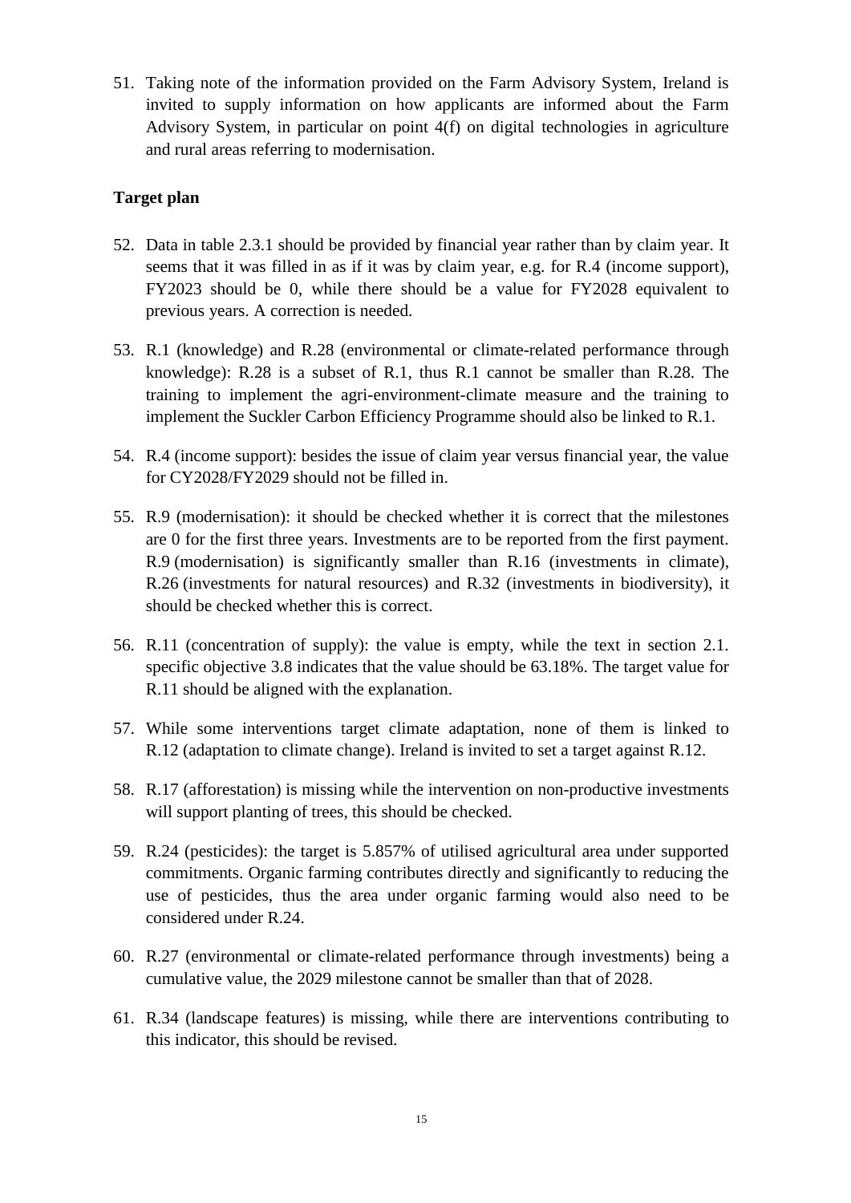51. Taking note of the information provided on the Farm Advisory System, Ireland is invited to supply information on how applicants are informed about the Farm Advisory System, in particular on point 4(f) on digital technologies in agriculture and rural areas referring to modernisation.

**Target plan**

52. Data in table 2.3.1 should be provided by financial year rather than by claim year. It seems that it was filled in as if it was by claim year, e.g. for R.4 (income support), FY2023 should be 0, while there should be a value for FY2028 equivalent to previous years. A correction is needed.

53. R.1 (knowledge) and R.28 (environmental or climate-related performance through knowledge): R.28 is a subset of R.1, thus R.1 cannot be smaller than R.28. The training to implement the agri-environment-climate measure and the training to implement the Suckler Carbon Efficiency Programme should also be linked to R.1.

54. R.4 (income support): besides the issue of claim year versus financial year, the value for CY2028/FY2029 should not be filled in.

55. R.9 (modernisation): it should be checked whether it is correct that the milestones are 0 for the first three years. Investments are to be reported from the first payment. R.9 (modernisation) is significantly smaller than R.16 (investments in climate), R.26 (investments for natural resources) and R.32 (investments in biodiversity), it should be checked whether this is correct.

56. R.11 (concentration of supply): the value is empty, while the text in section 2.1. specific objective 3.8 indicates that the value should be 63.18%. The target value for R.11 should be aligned with the explanation.

57. While some interventions target climate adaptation, none of them is linked to R.12 (adaptation to climate change). Ireland is invited to set a target against R.12.

58. R.17 (afforestation) is missing while the intervention on non-productive investments will support planting of trees, this should be checked.

59. R.24 (pesticides): the target is 5.857% of utilised agricultural area under supported commitments. Organic farming contributes directly and significantly to reducing the use of pesticides, thus the area under organic farming would also need to be considered under R.24.

60. R.27 (environmental or climate-related performance through investments) being a cumulative value, the 2029 milestone cannot be smaller than that of 2028.

61. R.34 (landscape features) is missing, while there are interventions contributing to this indicator, this should be revised.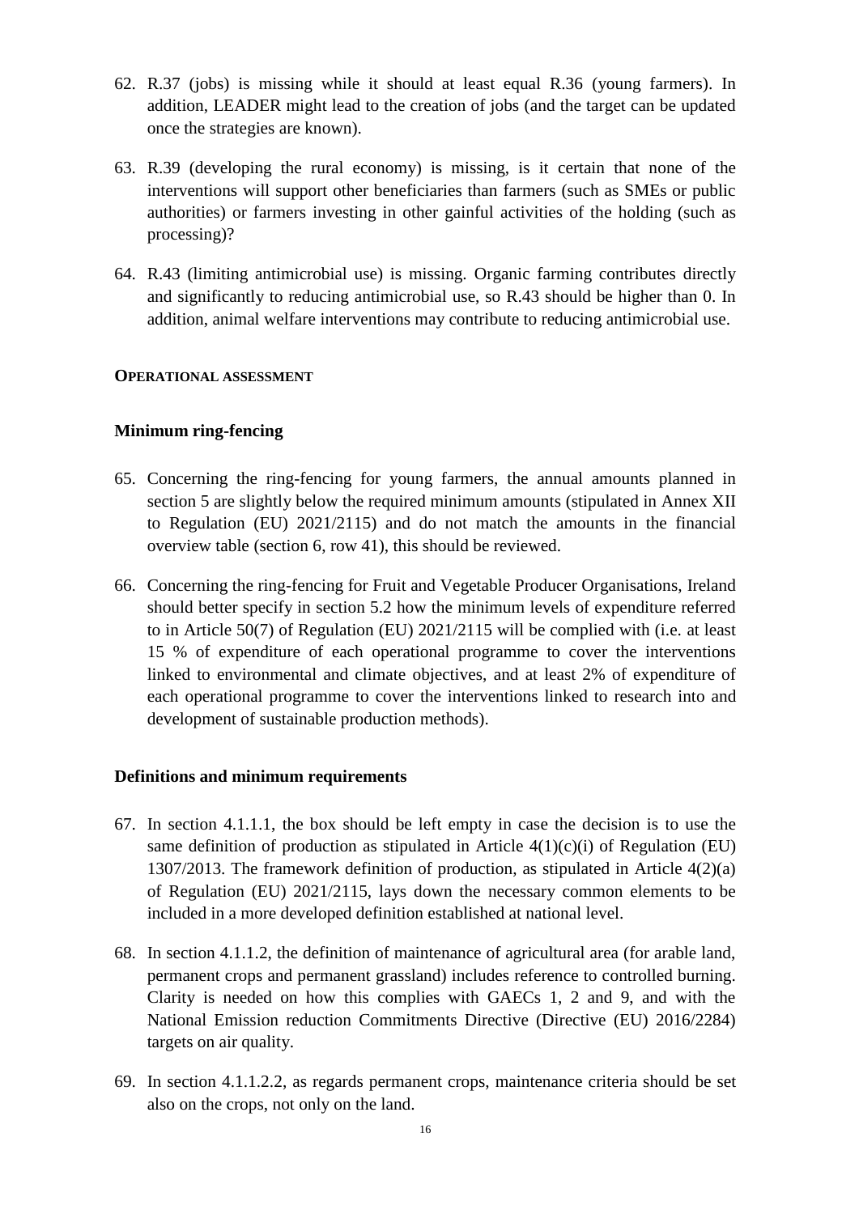62. R.37 (jobs) is missing while it should at least equal R.36 (young farmers). In addition, LEADER might lead to the creation of jobs (and the target can be updated once the strategies are known).

63. R.39 (developing the rural economy) is missing, is it certain that none of the interventions will support other beneficiaries than farmers (such as SMEs or public authorities) or farmers investing in other gainful activities of the holding (such as processing)?

64. R.43 (limiting antimicrobial use) is missing. Organic farming contributes directly and significantly to reducing antimicrobial use, so R.43 should be higher than 0. In addition, animal welfare interventions may contribute to reducing antimicrobial use.

**OPERATIONAL ASSESSMENT**

**Minimum ring-fencing**

65. Concerning the ring-fencing for young farmers, the annual amounts planned in section 5 are slightly below the required minimum amounts (stipulated in Annex XII to Regulation (EU) 2021/2115) and do not match the amounts in the financial overview table (section 6, row 41), this should be reviewed.

66. Concerning the ring-fencing for Fruit and Vegetable Producer Organisations, Ireland should better specify in section 5.2 how the minimum levels of expenditure referred to in Article 50(7) of Regulation (EU) 2021/2115 will be complied with (i.e. at least 15 % of expenditure of each operational programme to cover the interventions linked to environmental and climate objectives, and at least 2% of expenditure of each operational programme to cover the interventions linked to research into and development of sustainable production methods).

**Definitions and minimum requirements**

67. In section 4.1.1.1, the box should be left empty in case the decision is to use the same definition of production as stipulated in Article 4(1)(c)(i) of Regulation (EU) 1307/2013. The framework definition of production, as stipulated in Article 4(2)(a) of Regulation (EU) 2021/2115, lays down the necessary common elements to be included in a more developed definition established at national level.

68. In section 4.1.1.2, the definition of maintenance of agricultural area (for arable land, permanent crops and permanent grassland) includes reference to controlled burning. Clarity is needed on how this complies with GAECs 1, 2 and 9, and with the National Emission reduction Commitments Directive (Directive (EU) 2016/2284) targets on air quality.

69. In section 4.1.1.2.2, as regards permanent crops, maintenance criteria should be set also on the crops, not only on the land.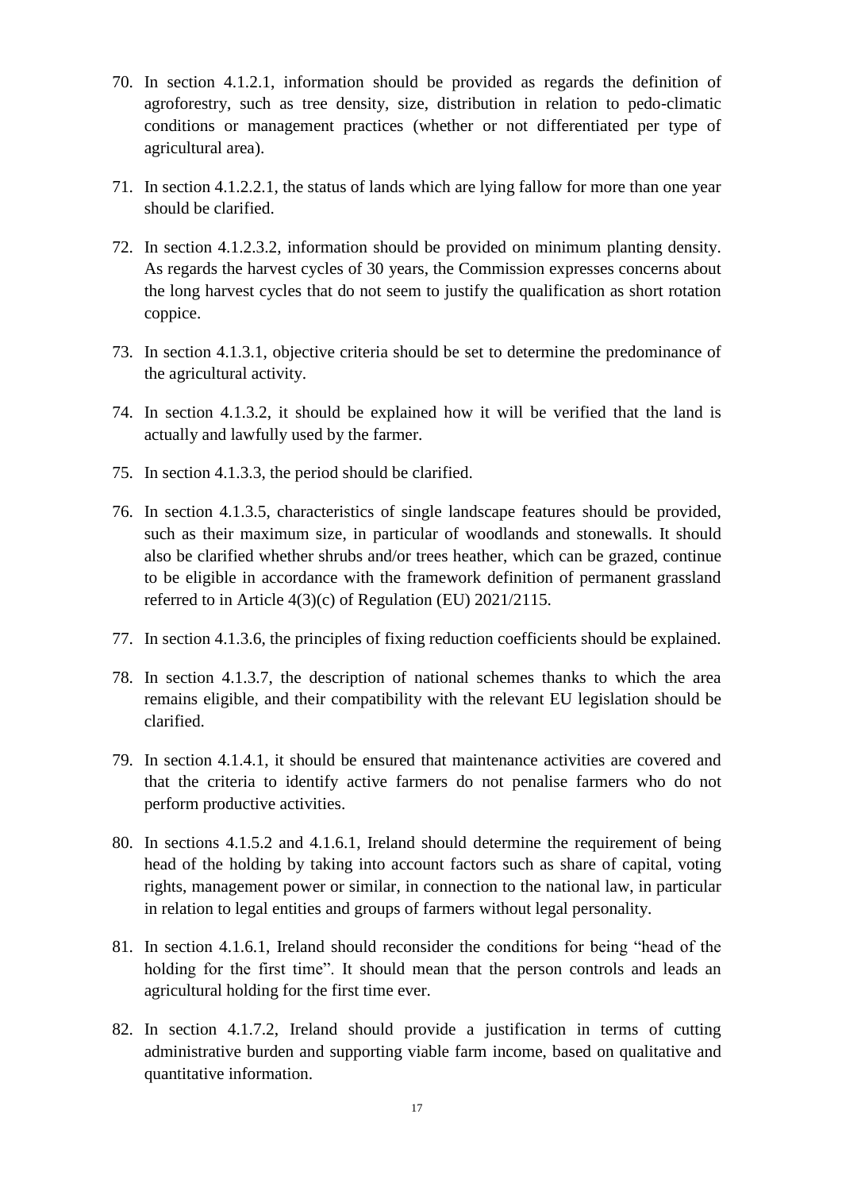70. In section 4.1.2.1, information should be provided as regards the definition of agroforestry, such as tree density, size, distribution in relation to pedo-climatic conditions or management practices (whether or not differentiated per type of agricultural area).

71. In section 4.1.2.2.1, the status of lands which are lying fallow for more than one year should be clarified.

72. In section 4.1.2.3.2, information should be provided on minimum planting density. As regards the harvest cycles of 30 years, the Commission expresses concerns about the long harvest cycles that do not seem to justify the qualification as short rotation coppice.

73. In section 4.1.3.1, objective criteria should be set to determine the predominance of the agricultural activity.

74. In section 4.1.3.2, it should be explained how it will be verified that the land is actually and lawfully used by the farmer.

75. In section 4.1.3.3, the period should be clarified.

76. In section 4.1.3.5, characteristics of single landscape features should be provided, such as their maximum size, in particular of woodlands and stonewalls. It should also be clarified whether shrubs and/or trees heather, which can be grazed, continue to be eligible in accordance with the framework definition of permanent grassland referred to in Article 4(3)(c) of Regulation (EU) 2021/2115.

77. In section 4.1.3.6, the principles of fixing reduction coefficients should be explained.

78. In section 4.1.3.7, the description of national schemes thanks to which the area remains eligible, and their compatibility with the relevant EU legislation should be clarified.

79. In section 4.1.4.1, it should be ensured that maintenance activities are covered and that the criteria to identify active farmers do not penalise farmers who do not perform productive activities.

80. In sections 4.1.5.2 and 4.1.6.1, Ireland should determine the requirement of being head of the holding by taking into account factors such as share of capital, voting rights, management power or similar, in connection to the national law, in particular in relation to legal entities and groups of farmers without legal personality.

81. In section 4.1.6.1, Ireland should reconsider the conditions for being "head of the holding for the first time". It should mean that the person controls and leads an agricultural holding for the first time ever.

82. In section 4.1.7.2, Ireland should provide a justification in terms of cutting administrative burden and supporting viable farm income, based on qualitative and quantitative information.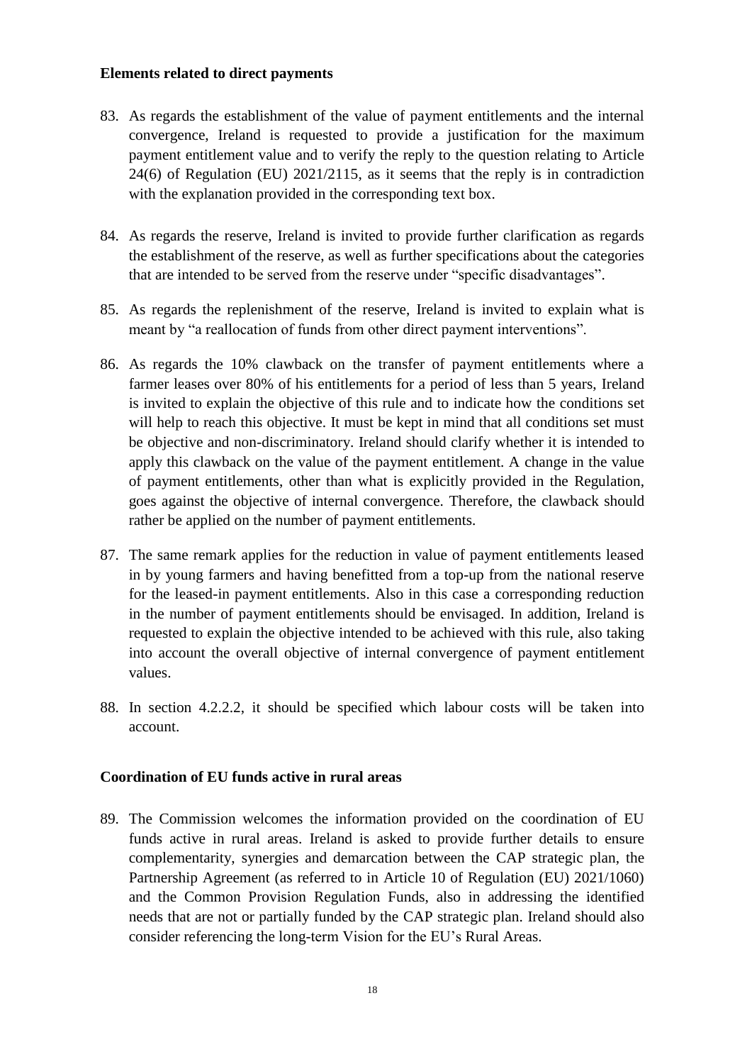**Elements related to direct payments**

83. As regards the establishment of the value of payment entitlements and the internal convergence, Ireland is requested to provide a justification for the maximum payment entitlement value and to verify the reply to the question relating to Article 24(6) of Regulation (EU) 2021/2115, as it seems that the reply is in contradiction with the explanation provided in the corresponding text box.

84. As regards the reserve, Ireland is invited to provide further clarification as regards the establishment of the reserve, as well as further specifications about the categories that are intended to be served from the reserve under "specific disadvantages".

85. As regards the replenishment of the reserve, Ireland is invited to explain what is meant by "a reallocation of funds from other direct payment interventions".

86. As regards the 10% clawback on the transfer of payment entitlements where a farmer leases over 80% of his entitlements for a period of less than 5 years, Ireland is invited to explain the objective of this rule and to indicate how the conditions set will help to reach this objective. It must be kept in mind that all conditions set must be objective and non-discriminatory. Ireland should clarify whether it is intended to apply this clawback on the value of the payment entitlement. A change in the value of payment entitlements, other than what is explicitly provided in the Regulation, goes against the objective of internal convergence. Therefore, the clawback should rather be applied on the number of payment entitlements.

87. The same remark applies for the reduction in value of payment entitlements leased in by young farmers and having benefitted from a top-up from the national reserve for the leased-in payment entitlements. Also in this case a corresponding reduction in the number of payment entitlements should be envisaged. In addition, Ireland is requested to explain the objective intended to be achieved with this rule, also taking into account the overall objective of internal convergence of payment entitlement values.

88. In section 4.2.2.2, it should be specified which labour costs will be taken into account.

**Coordination of EU funds active in rural areas**

89. The Commission welcomes the information provided on the coordination of EU funds active in rural areas. Ireland is asked to provide further details to ensure complementarity, synergies and demarcation between the CAP strategic plan, the Partnership Agreement (as referred to in Article 10 of Regulation (EU) 2021/1060) and the Common Provision Regulation Funds, also in addressing the identified needs that are not or partially funded by the CAP strategic plan. Ireland should also consider referencing the long-term Vision for the EU's Rural Areas.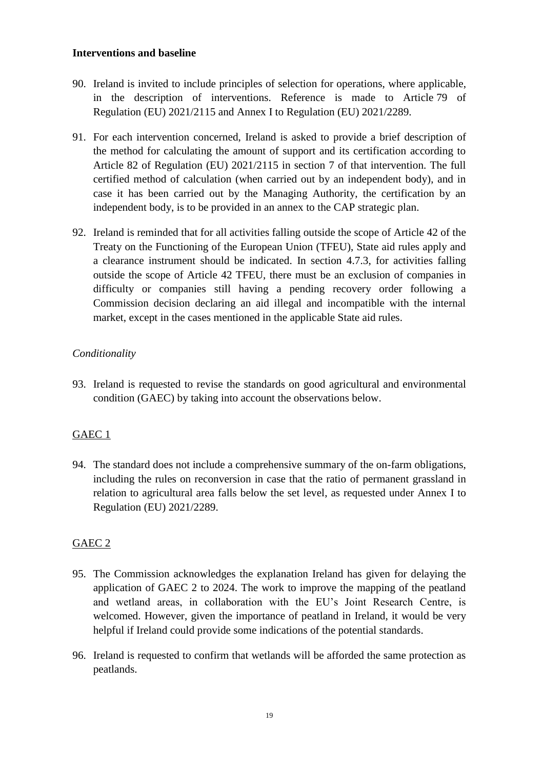**Interventions and baseline**

90. Ireland is invited to include principles of selection for operations, where applicable, in the description of interventions. Reference is made to Article 79 of Regulation (EU) 2021/2115 and Annex I to Regulation (EU) 2021/2289.

91. For each intervention concerned, Ireland is asked to provide a brief description of the method for calculating the amount of support and its certification according to Article 82 of Regulation (EU) 2021/2115 in section 7 of that intervention. The full certified method of calculation (when carried out by an independent body), and in case it has been carried out by the Managing Authority, the certification by an independent body, is to be provided in an annex to the CAP strategic plan.

92. Ireland is reminded that for all activities falling outside the scope of Article 42 of the Treaty on the Functioning of the European Union (TFEU), State aid rules apply and a clearance instrument should be indicated. In section 4.7.3, for activities falling outside the scope of Article 42 TFEU, there must be an exclusion of companies in difficulty or companies still having a pending recovery order following a Commission decision declaring an aid illegal and incompatible with the internal market, except in the cases mentioned in the applicable State aid rules.

*Conditionality*

93. Ireland is requested to revise the standards on good agricultural and environmental condition (GAEC) by taking into account the observations below.

<u>GAEC 1</u>

94. The standard does not include a comprehensive summary of the on-farm obligations, including the rules on reconversion in case that the ratio of permanent grassland in relation to agricultural area falls below the set level, as requested under Annex I to Regulation (EU) 2021/2289.

<u>GAEC 2</u>

95. The Commission acknowledges the explanation Ireland has given for delaying the application of GAEC 2 to 2024. The work to improve the mapping of the peatland and wetland areas, in collaboration with the EU's Joint Research Centre, is welcomed. However, given the importance of peatland in Ireland, it would be very helpful if Ireland could provide some indications of the potential standards.

96. Ireland is requested to confirm that wetlands will be afforded the same protection as peatlands.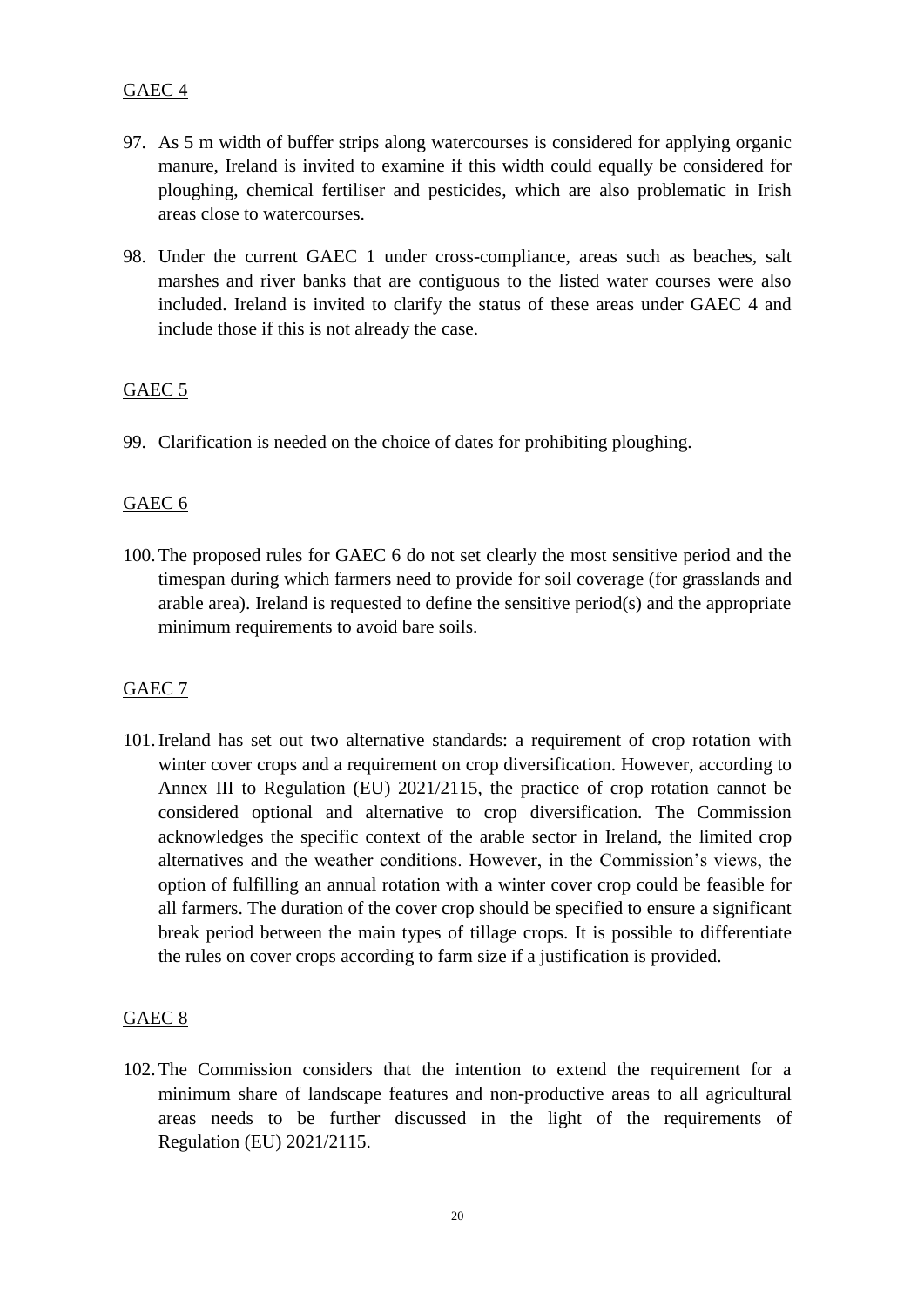GAEC 4

97. As 5 m width of buffer strips along watercourses is considered for applying organic manure, Ireland is invited to examine if this width could equally be considered for ploughing, chemical fertiliser and pesticides, which are also problematic in Irish areas close to watercourses.

98. Under the current GAEC 1 under cross-compliance, areas such as beaches, salt marshes and river banks that are contiguous to the listed water courses were also included. Ireland is invited to clarify the status of these areas under GAEC 4 and include those if this is not already the case.

GAEC 5

99. Clarification is needed on the choice of dates for prohibiting ploughing.

GAEC 6

100. The proposed rules for GAEC 6 do not set clearly the most sensitive period and the timespan during which farmers need to provide for soil coverage (for grasslands and arable area). Ireland is requested to define the sensitive period(s) and the appropriate minimum requirements to avoid bare soils.

GAEC 7

101. Ireland has set out two alternative standards: a requirement of crop rotation with winter cover crops and a requirement on crop diversification. However, according to Annex III to Regulation (EU) 2021/2115, the practice of crop rotation cannot be considered optional and alternative to crop diversification. The Commission acknowledges the specific context of the arable sector in Ireland, the limited crop alternatives and the weather conditions. However, in the Commission's views, the option of fulfilling an annual rotation with a winter cover crop could be feasible for all farmers. The duration of the cover crop should be specified to ensure a significant break period between the main types of tillage crops. It is possible to differentiate the rules on cover crops according to farm size if a justification is provided.

GAEC 8

102. The Commission considers that the intention to extend the requirement for a minimum share of landscape features and non-productive areas to all agricultural areas needs to be further discussed in the light of the requirements of Regulation (EU) 2021/2115.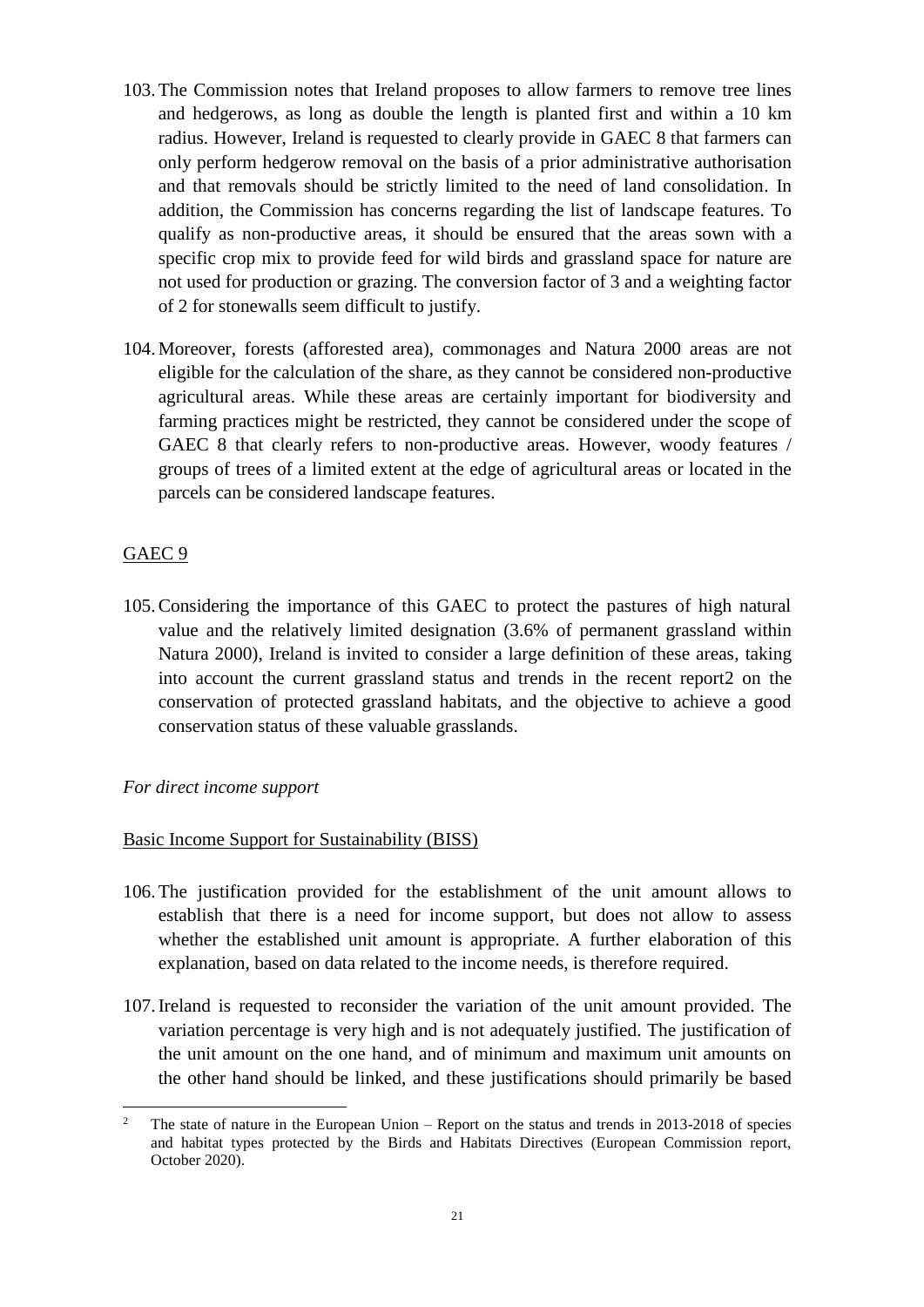103. The Commission notes that Ireland proposes to allow farmers to remove tree lines and hedgerows, as long as double the length is planted first and within a 10 km radius. However, Ireland is requested to clearly provide in GAEC 8 that farmers can only perform hedgerow removal on the basis of a prior administrative authorisation and that removals should be strictly limited to the need of land consolidation. In addition, the Commission has concerns regarding the list of landscape features. To qualify as non-productive areas, it should be ensured that the areas sown with a specific crop mix to provide feed for wild birds and grassland space for nature are not used for production or grazing. The conversion factor of 3 and a weighting factor of 2 for stonewalls seem difficult to justify.

104. Moreover, forests (afforested area), commonages and Natura 2000 areas are not eligible for the calculation of the share, as they cannot be considered non-productive agricultural areas. While these areas are certainly important for biodiversity and farming practices might be restricted, they cannot be considered under the scope of GAEC 8 that clearly refers to non-productive areas. However, woody features / groups of trees of a limited extent at the edge of agricultural areas or located in the parcels can be considered landscape features.

<u>GAEC 9</u>

105. Considering the importance of this GAEC to protect the pastures of high natural value and the relatively limited designation (3.6% of permanent grassland within Natura 2000), Ireland is invited to consider a large definition of these areas, taking into account the current grassland status and trends in the recent report[2] on the conservation of protected grassland habitats, and the objective to achieve a good conservation status of these valuable grasslands.

*For direct income support*

<u>Basic Income Support for Sustainability (BISS)</u>

106. The justification provided for the establishment of the unit amount allows to establish that there is a need for income support, but does not allow to assess whether the established unit amount is appropriate. A further elaboration of this explanation, based on data related to the income needs, is therefore required.

107. Ireland is requested to reconsider the variation of the unit amount provided. The variation percentage is very high and is not adequately justified. The justification of the unit amount on the one hand, and of minimum and maximum unit amounts on the other hand should be linked, and these justifications should primarily be based

---

[2] The state of nature in the European Union – Report on the status and trends in 2013-2018 of species and habitat types protected by the Birds and Habitats Directives (European Commission report, October 2020).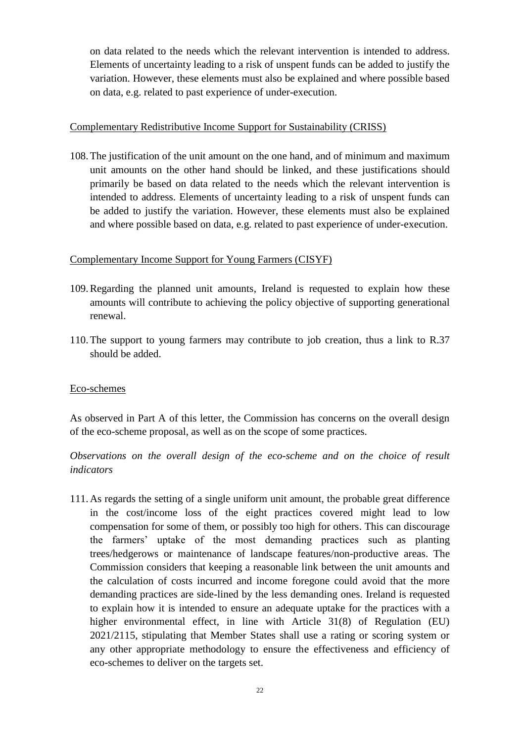on data related to the needs which the relevant intervention is intended to address. Elements of uncertainty leading to a risk of unspent funds can be added to justify the variation. However, these elements must also be explained and where possible based on data, e.g. related to past experience of under-execution.

<u>Complementary Redistributive Income Support for Sustainability (CRISS)</u>

108. The justification of the unit amount on the one hand, and of minimum and maximum unit amounts on the other hand should be linked, and these justifications should primarily be based on data related to the needs which the relevant intervention is intended to address. Elements of uncertainty leading to a risk of unspent funds can be added to justify the variation. However, these elements must also be explained and where possible based on data, e.g. related to past experience of under-execution.

<u>Complementary Income Support for Young Farmers (CISYF)</u>

109. Regarding the planned unit amounts, Ireland is requested to explain how these amounts will contribute to achieving the policy objective of supporting generational renewal.

110. The support to young farmers may contribute to job creation, thus a link to R.37 should be added.

<u>Eco-schemes</u>

As observed in Part A of this letter, the Commission has concerns on the overall design of the eco-scheme proposal, as well as on the scope of some practices.

*Observations on the overall design of the eco-scheme and on the choice of result indicators*

111. As regards the setting of a single uniform unit amount, the probable great difference in the cost/income loss of the eight practices covered might lead to low compensation for some of them, or possibly too high for others. This can discourage the farmers' uptake of the most demanding practices such as planting trees/hedgerows or maintenance of landscape features/non-productive areas. The Commission considers that keeping a reasonable link between the unit amounts and the calculation of costs incurred and income foregone could avoid that the more demanding practices are side-lined by the less demanding ones. Ireland is requested to explain how it is intended to ensure an adequate uptake for the practices with a higher environmental effect, in line with Article 31(8) of Regulation (EU) 2021/2115, stipulating that Member States shall use a rating or scoring system or any other appropriate methodology to ensure the effectiveness and efficiency of eco-schemes to deliver on the targets set.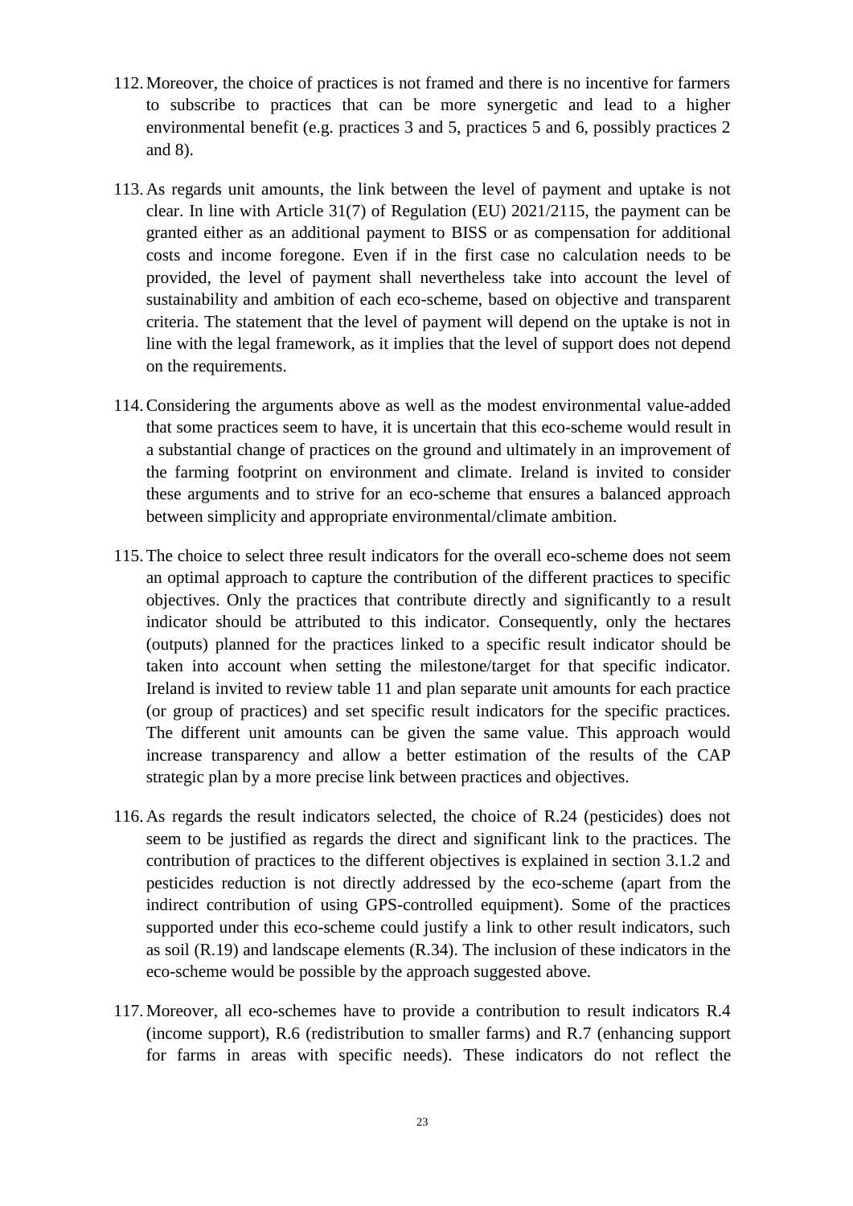112. Moreover, the choice of practices is not framed and there is no incentive for farmers to subscribe to practices that can be more synergetic and lead to a higher environmental benefit (e.g. practices 3 and 5, practices 5 and 6, possibly practices 2 and 8).

113. As regards unit amounts, the link between the level of payment and uptake is not clear. In line with Article 31(7) of Regulation (EU) 2021/2115, the payment can be granted either as an additional payment to BISS or as compensation for additional costs and income foregone. Even if in the first case no calculation needs to be provided, the level of payment shall nevertheless take into account the level of sustainability and ambition of each eco-scheme, based on objective and transparent criteria. The statement that the level of payment will depend on the uptake is not in line with the legal framework, as it implies that the level of support does not depend on the requirements.

114. Considering the arguments above as well as the modest environmental value-added that some practices seem to have, it is uncertain that this eco-scheme would result in a substantial change of practices on the ground and ultimately in an improvement of the farming footprint on environment and climate. Ireland is invited to consider these arguments and to strive for an eco-scheme that ensures a balanced approach between simplicity and appropriate environmental/climate ambition.

115. The choice to select three result indicators for the overall eco-scheme does not seem an optimal approach to capture the contribution of the different practices to specific objectives. Only the practices that contribute directly and significantly to a result indicator should be attributed to this indicator. Consequently, only the hectares (outputs) planned for the practices linked to a specific result indicator should be taken into account when setting the milestone/target for that specific indicator. Ireland is invited to review table 11 and plan separate unit amounts for each practice (or group of practices) and set specific result indicators for the specific practices. The different unit amounts can be given the same value. This approach would increase transparency and allow a better estimation of the results of the CAP strategic plan by a more precise link between practices and objectives.

116. As regards the result indicators selected, the choice of R.24 (pesticides) does not seem to be justified as regards the direct and significant link to the practices. The contribution of practices to the different objectives is explained in section 3.1.2 and pesticides reduction is not directly addressed by the eco-scheme (apart from the indirect contribution of using GPS-controlled equipment). Some of the practices supported under this eco-scheme could justify a link to other result indicators, such as soil (R.19) and landscape elements (R.34). The inclusion of these indicators in the eco-scheme would be possible by the approach suggested above.

117. Moreover, all eco-schemes have to provide a contribution to result indicators R.4 (income support), R.6 (redistribution to smaller farms) and R.7 (enhancing support for farms in areas with specific needs). These indicators do not reflect the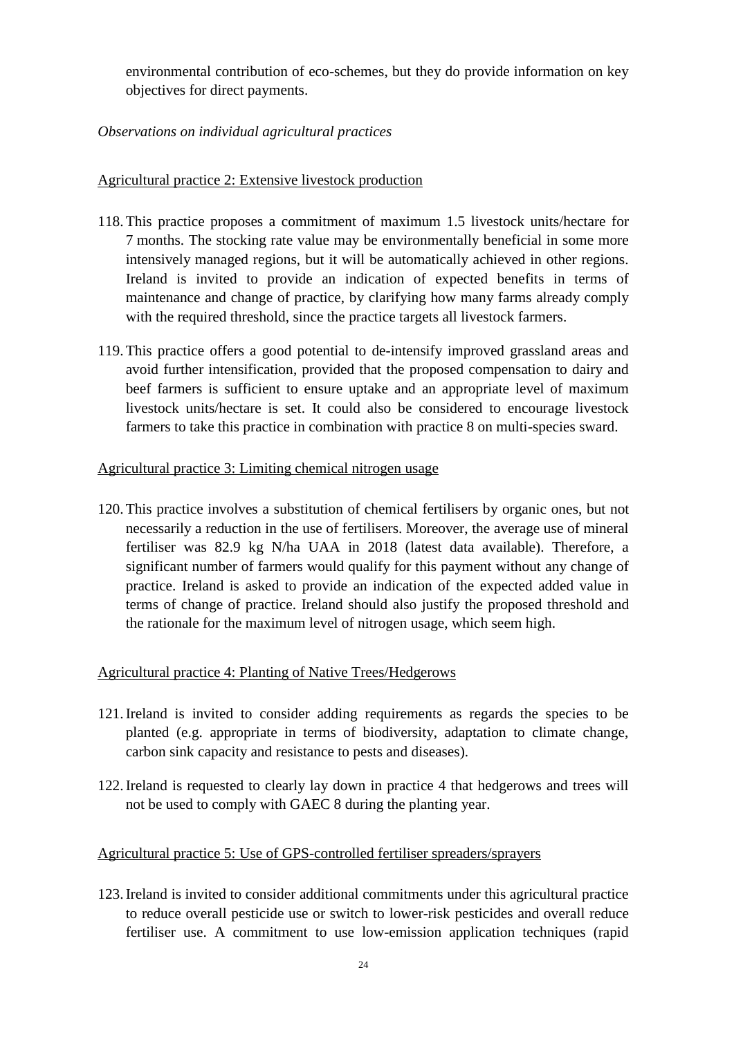environmental contribution of eco-schemes, but they do provide information on key objectives for direct payments.

*Observations on individual agricultural practices*

<u>Agricultural practice 2: Extensive livestock production</u>

118. This practice proposes a commitment of maximum 1.5 livestock units/hectare for 7 months. The stocking rate value may be environmentally beneficial in some more intensively managed regions, but it will be automatically achieved in other regions. Ireland is invited to provide an indication of expected benefits in terms of maintenance and change of practice, by clarifying how many farms already comply with the required threshold, since the practice targets all livestock farmers.

119. This practice offers a good potential to de-intensify improved grassland areas and avoid further intensification, provided that the proposed compensation to dairy and beef farmers is sufficient to ensure uptake and an appropriate level of maximum livestock units/hectare is set. It could also be considered to encourage livestock farmers to take this practice in combination with practice 8 on multi-species sward.

<u>Agricultural practice 3: Limiting chemical nitrogen usage</u>

120. This practice involves a substitution of chemical fertilisers by organic ones, but not necessarily a reduction in the use of fertilisers. Moreover, the average use of mineral fertiliser was 82.9 kg N/ha UAA in 2018 (latest data available). Therefore, a significant number of farmers would qualify for this payment without any change of practice. Ireland is asked to provide an indication of the expected added value in terms of change of practice. Ireland should also justify the proposed threshold and the rationale for the maximum level of nitrogen usage, which seem high.

<u>Agricultural practice 4: Planting of Native Trees/Hedgerows</u>

121. Ireland is invited to consider adding requirements as regards the species to be planted (e.g. appropriate in terms of biodiversity, adaptation to climate change, carbon sink capacity and resistance to pests and diseases).

122. Ireland is requested to clearly lay down in practice 4 that hedgerows and trees will not be used to comply with GAEC 8 during the planting year.

<u>Agricultural practice 5: Use of GPS-controlled fertiliser spreaders/sprayers</u>

123. Ireland is invited to consider additional commitments under this agricultural practice to reduce overall pesticide use or switch to lower-risk pesticides and overall reduce fertiliser use. A commitment to use low-emission application techniques (rapid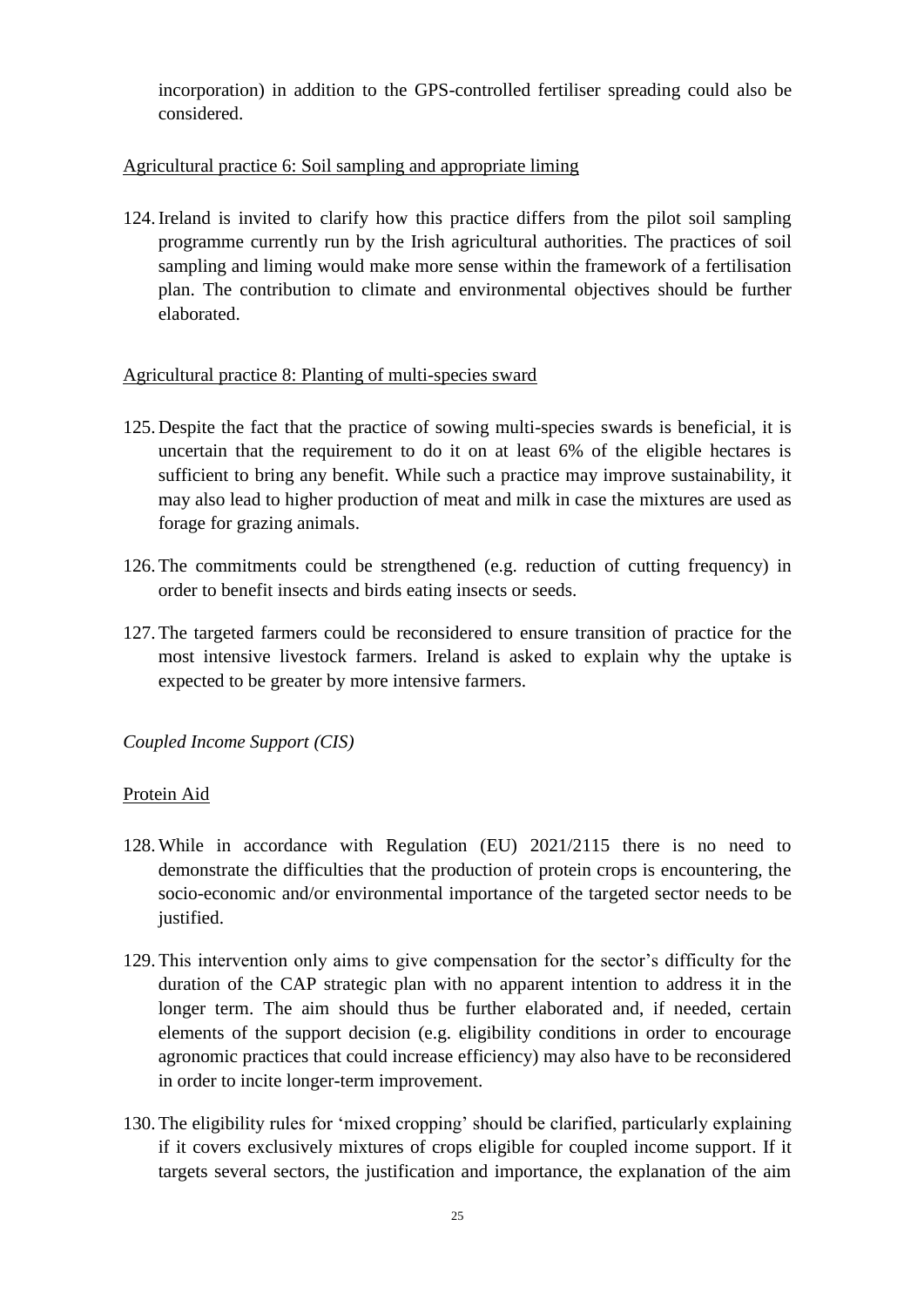incorporation) in addition to the GPS-controlled fertiliser spreading could also be considered.

Agricultural practice 6: Soil sampling and appropriate liming

124. Ireland is invited to clarify how this practice differs from the pilot soil sampling programme currently run by the Irish agricultural authorities. The practices of soil sampling and liming would make more sense within the framework of a fertilisation plan. The contribution to climate and environmental objectives should be further elaborated.

Agricultural practice 8: Planting of multi-species sward

125. Despite the fact that the practice of sowing multi-species swards is beneficial, it is uncertain that the requirement to do it on at least 6% of the eligible hectares is sufficient to bring any benefit. While such a practice may improve sustainability, it may also lead to higher production of meat and milk in case the mixtures are used as forage for grazing animals.

126. The commitments could be strengthened (e.g. reduction of cutting frequency) in order to benefit insects and birds eating insects or seeds.

127. The targeted farmers could be reconsidered to ensure transition of practice for the most intensive livestock farmers. Ireland is asked to explain why the uptake is expected to be greater by more intensive farmers.

*Coupled Income Support (CIS)*

Protein Aid

128. While in accordance with Regulation (EU) 2021/2115 there is no need to demonstrate the difficulties that the production of protein crops is encountering, the socio-economic and/or environmental importance of the targeted sector needs to be justified.

129. This intervention only aims to give compensation for the sector's difficulty for the duration of the CAP strategic plan with no apparent intention to address it in the longer term. The aim should thus be further elaborated and, if needed, certain elements of the support decision (e.g. eligibility conditions in order to encourage agronomic practices that could increase efficiency) may also have to be reconsidered in order to incite longer-term improvement.

130. The eligibility rules for 'mixed cropping' should be clarified, particularly explaining if it covers exclusively mixtures of crops eligible for coupled income support. If it targets several sectors, the justification and importance, the explanation of the aim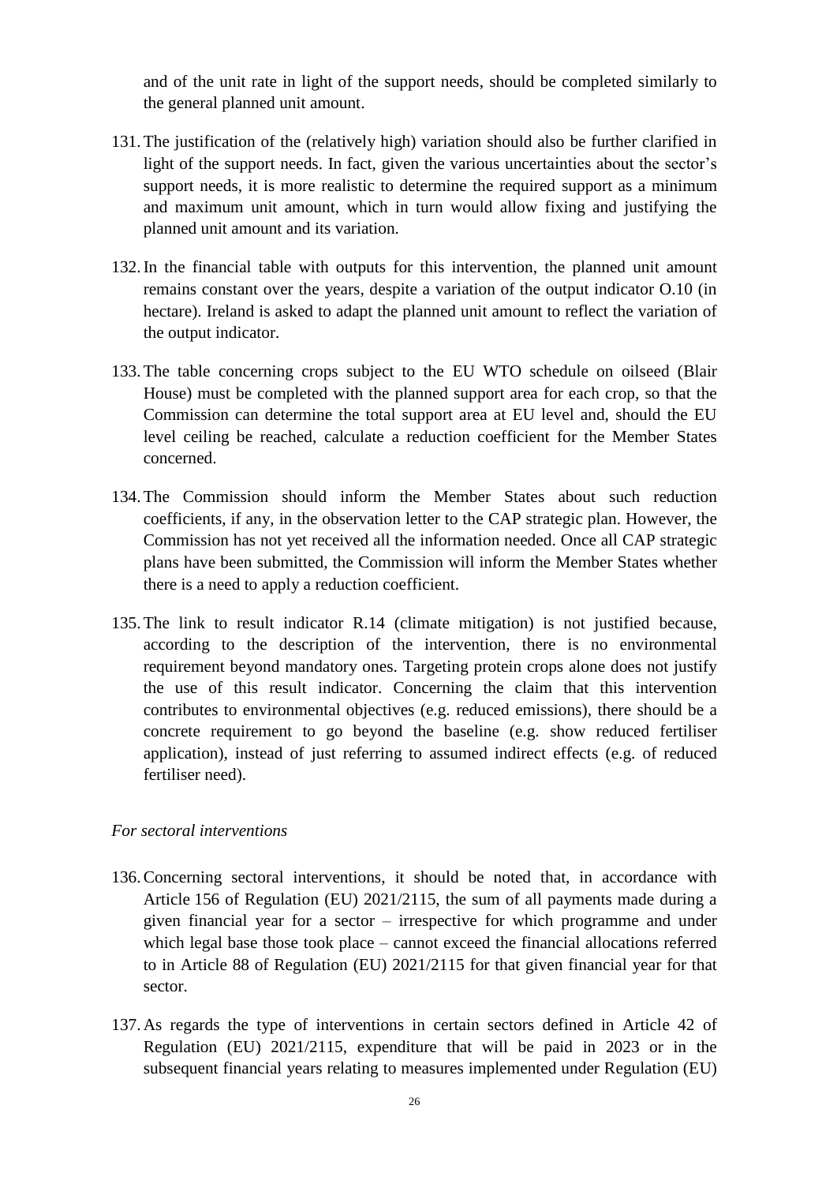and of the unit rate in light of the support needs, should be completed similarly to the general planned unit amount.

131. The justification of the (relatively high) variation should also be further clarified in light of the support needs. In fact, given the various uncertainties about the sector's support needs, it is more realistic to determine the required support as a minimum and maximum unit amount, which in turn would allow fixing and justifying the planned unit amount and its variation.

132. In the financial table with outputs for this intervention, the planned unit amount remains constant over the years, despite a variation of the output indicator O.10 (in hectare). Ireland is asked to adapt the planned unit amount to reflect the variation of the output indicator.

133. The table concerning crops subject to the EU WTO schedule on oilseed (Blair House) must be completed with the planned support area for each crop, so that the Commission can determine the total support area at EU level and, should the EU level ceiling be reached, calculate a reduction coefficient for the Member States concerned.

134. The Commission should inform the Member States about such reduction coefficients, if any, in the observation letter to the CAP strategic plan. However, the Commission has not yet received all the information needed. Once all CAP strategic plans have been submitted, the Commission will inform the Member States whether there is a need to apply a reduction coefficient.

135. The link to result indicator R.14 (climate mitigation) is not justified because, according to the description of the intervention, there is no environmental requirement beyond mandatory ones. Targeting protein crops alone does not justify the use of this result indicator. Concerning the claim that this intervention contributes to environmental objectives (e.g. reduced emissions), there should be a concrete requirement to go beyond the baseline (e.g. show reduced fertiliser application), instead of just referring to assumed indirect effects (e.g. of reduced fertiliser need).

*For sectoral interventions*

136. Concerning sectoral interventions, it should be noted that, in accordance with Article 156 of Regulation (EU) 2021/2115, the sum of all payments made during a given financial year for a sector – irrespective for which programme and under which legal base those took place – cannot exceed the financial allocations referred to in Article 88 of Regulation (EU) 2021/2115 for that given financial year for that sector.

137. As regards the type of interventions in certain sectors defined in Article 42 of Regulation (EU) 2021/2115, expenditure that will be paid in 2023 or in the subsequent financial years relating to measures implemented under Regulation (EU)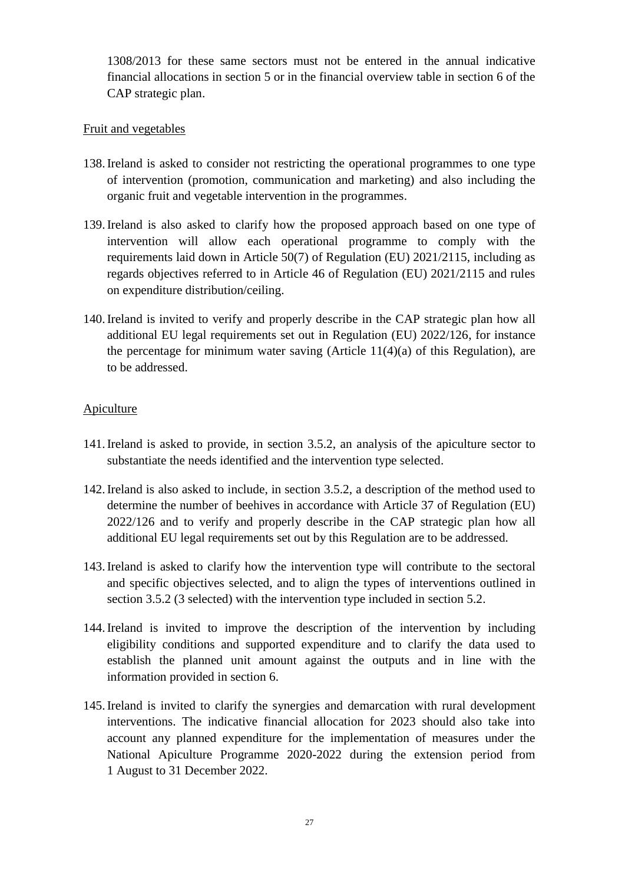1308/2013 for these same sectors must not be entered in the annual indicative financial allocations in section 5 or in the financial overview table in section 6 of the CAP strategic plan.

Fruit and vegetables

138. Ireland is asked to consider not restricting the operational programmes to one type of intervention (promotion, communication and marketing) and also including the organic fruit and vegetable intervention in the programmes.

139. Ireland is also asked to clarify how the proposed approach based on one type of intervention will allow each operational programme to comply with the requirements laid down in Article 50(7) of Regulation (EU) 2021/2115, including as regards objectives referred to in Article 46 of Regulation (EU) 2021/2115 and rules on expenditure distribution/ceiling.

140. Ireland is invited to verify and properly describe in the CAP strategic plan how all additional EU legal requirements set out in Regulation (EU) 2022/126, for instance the percentage for minimum water saving (Article 11(4)(a) of this Regulation), are to be addressed.

Apiculture

141. Ireland is asked to provide, in section 3.5.2, an analysis of the apiculture sector to substantiate the needs identified and the intervention type selected.

142. Ireland is also asked to include, in section 3.5.2, a description of the method used to determine the number of beehives in accordance with Article 37 of Regulation (EU) 2022/126 and to verify and properly describe in the CAP strategic plan how all additional EU legal requirements set out by this Regulation are to be addressed.

143. Ireland is asked to clarify how the intervention type will contribute to the sectoral and specific objectives selected, and to align the types of interventions outlined in section 3.5.2 (3 selected) with the intervention type included in section 5.2.

144. Ireland is invited to improve the description of the intervention by including eligibility conditions and supported expenditure and to clarify the data used to establish the planned unit amount against the outputs and in line with the information provided in section 6.

145. Ireland is invited to clarify the synergies and demarcation with rural development interventions. The indicative financial allocation for 2023 should also take into account any planned expenditure for the implementation of measures under the National Apiculture Programme 2020-2022 during the extension period from 1 August to 31 December 2022.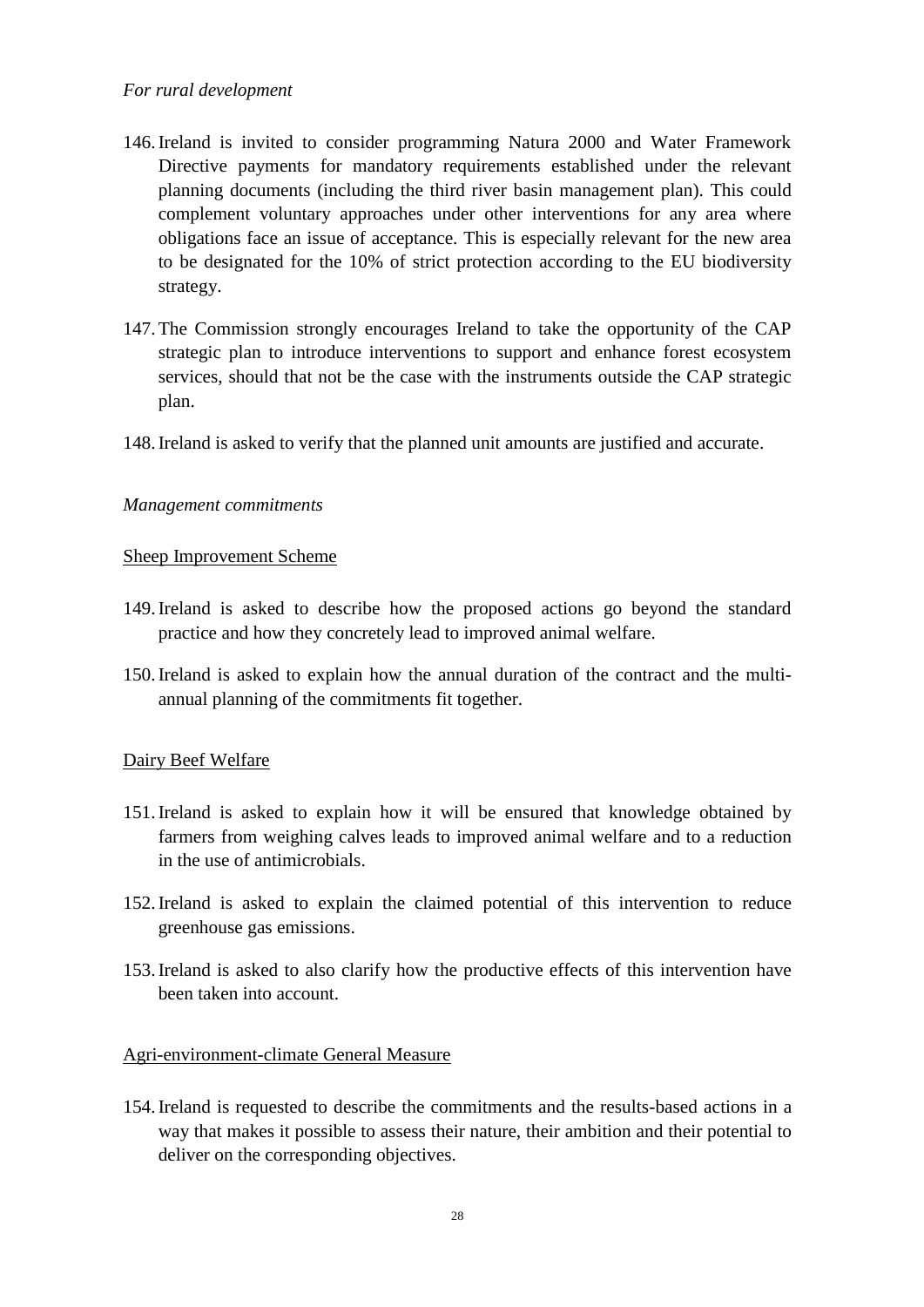*For rural development*

146. Ireland is invited to consider programming Natura 2000 and Water Framework Directive payments for mandatory requirements established under the relevant planning documents (including the third river basin management plan). This could complement voluntary approaches under other interventions for any area where obligations face an issue of acceptance. This is especially relevant for the new area to be designated for the 10% of strict protection according to the EU biodiversity strategy.

147. The Commission strongly encourages Ireland to take the opportunity of the CAP strategic plan to introduce interventions to support and enhance forest ecosystem services, should that not be the case with the instruments outside the CAP strategic plan.

148. Ireland is asked to verify that the planned unit amounts are justified and accurate.

*Management commitments*

<u>Sheep Improvement Scheme</u>

149. Ireland is asked to describe how the proposed actions go beyond the standard practice and how they concretely lead to improved animal welfare.

150. Ireland is asked to explain how the annual duration of the contract and the multi-annual planning of the commitments fit together.

<u>Dairy Beef Welfare</u>

151. Ireland is asked to explain how it will be ensured that knowledge obtained by farmers from weighing calves leads to improved animal welfare and to a reduction in the use of antimicrobials.

152. Ireland is asked to explain the claimed potential of this intervention to reduce greenhouse gas emissions.

153. Ireland is asked to also clarify how the productive effects of this intervention have been taken into account.

<u>Agri-environment-climate General Measure</u>

154. Ireland is requested to describe the commitments and the results-based actions in a way that makes it possible to assess their nature, their ambition and their potential to deliver on the corresponding objectives.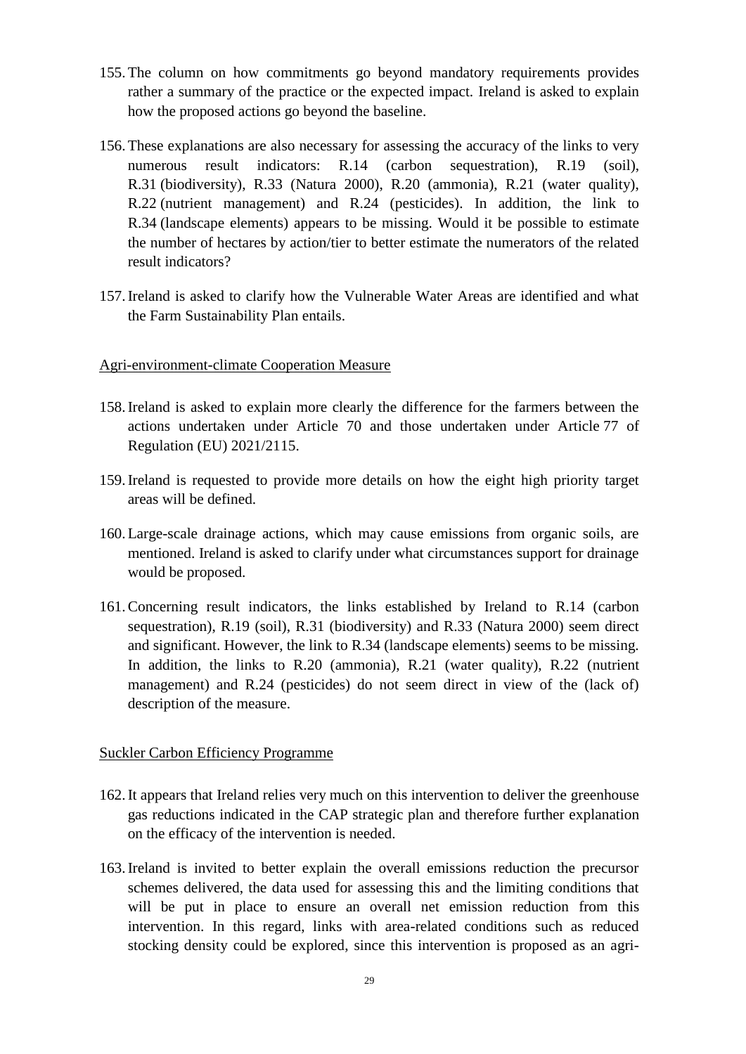155. The column on how commitments go beyond mandatory requirements provides rather a summary of the practice or the expected impact. Ireland is asked to explain how the proposed actions go beyond the baseline.

156. These explanations are also necessary for assessing the accuracy of the links to very numerous result indicators: R.14 (carbon sequestration), R.19 (soil), R.31 (biodiversity), R.33 (Natura 2000), R.20 (ammonia), R.21 (water quality), R.22 (nutrient management) and R.24 (pesticides). In addition, the link to R.34 (landscape elements) appears to be missing. Would it be possible to estimate the number of hectares by action/tier to better estimate the numerators of the related result indicators?

157. Ireland is asked to clarify how the Vulnerable Water Areas are identified and what the Farm Sustainability Plan entails.

Agri-environment-climate Cooperation Measure

158. Ireland is asked to explain more clearly the difference for the farmers between the actions undertaken under Article 70 and those undertaken under Article 77 of Regulation (EU) 2021/2115.

159. Ireland is requested to provide more details on how the eight high priority target areas will be defined.

160. Large-scale drainage actions, which may cause emissions from organic soils, are mentioned. Ireland is asked to clarify under what circumstances support for drainage would be proposed.

161. Concerning result indicators, the links established by Ireland to R.14 (carbon sequestration), R.19 (soil), R.31 (biodiversity) and R.33 (Natura 2000) seem direct and significant. However, the link to R.34 (landscape elements) seems to be missing. In addition, the links to R.20 (ammonia), R.21 (water quality), R.22 (nutrient management) and R.24 (pesticides) do not seem direct in view of the (lack of) description of the measure.

Suckler Carbon Efficiency Programme

162. It appears that Ireland relies very much on this intervention to deliver the greenhouse gas reductions indicated in the CAP strategic plan and therefore further explanation on the efficacy of the intervention is needed.

163. Ireland is invited to better explain the overall emissions reduction the precursor schemes delivered, the data used for assessing this and the limiting conditions that will be put in place to ensure an overall net emission reduction from this intervention. In this regard, links with area-related conditions such as reduced stocking density could be explored, since this intervention is proposed as an agri-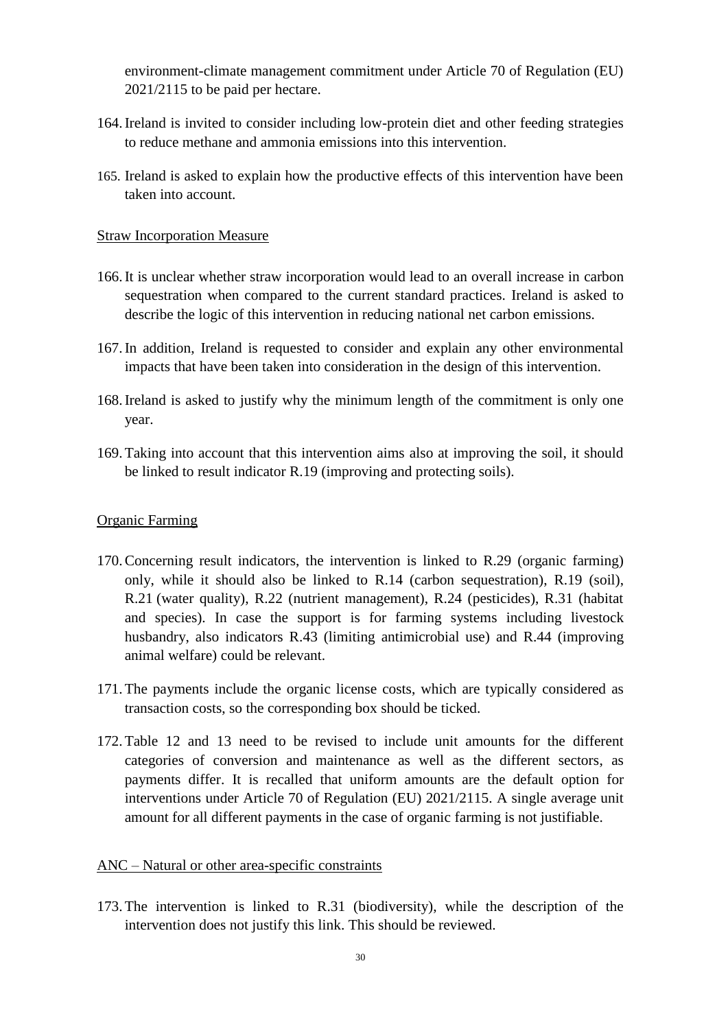environment-climate management commitment under Article 70 of Regulation (EU) 2021/2115 to be paid per hectare.

164. Ireland is invited to consider including low-protein diet and other feeding strategies to reduce methane and ammonia emissions into this intervention.

165. Ireland is asked to explain how the productive effects of this intervention have been taken into account.

Straw Incorporation Measure

166. It is unclear whether straw incorporation would lead to an overall increase in carbon sequestration when compared to the current standard practices. Ireland is asked to describe the logic of this intervention in reducing national net carbon emissions.

167. In addition, Ireland is requested to consider and explain any other environmental impacts that have been taken into consideration in the design of this intervention.

168. Ireland is asked to justify why the minimum length of the commitment is only one year.

169. Taking into account that this intervention aims also at improving the soil, it should be linked to result indicator R.19 (improving and protecting soils).

Organic Farming

170. Concerning result indicators, the intervention is linked to R.29 (organic farming) only, while it should also be linked to R.14 (carbon sequestration), R.19 (soil), R.21 (water quality), R.22 (nutrient management), R.24 (pesticides), R.31 (habitat and species). In case the support is for farming systems including livestock husbandry, also indicators R.43 (limiting antimicrobial use) and R.44 (improving animal welfare) could be relevant.

171. The payments include the organic license costs, which are typically considered as transaction costs, so the corresponding box should be ticked.

172. Table 12 and 13 need to be revised to include unit amounts for the different categories of conversion and maintenance as well as the different sectors, as payments differ. It is recalled that uniform amounts are the default option for interventions under Article 70 of Regulation (EU) 2021/2115. A single average unit amount for all different payments in the case of organic farming is not justifiable.

ANC – Natural or other area-specific constraints

173. The intervention is linked to R.31 (biodiversity), while the description of the intervention does not justify this link. This should be reviewed.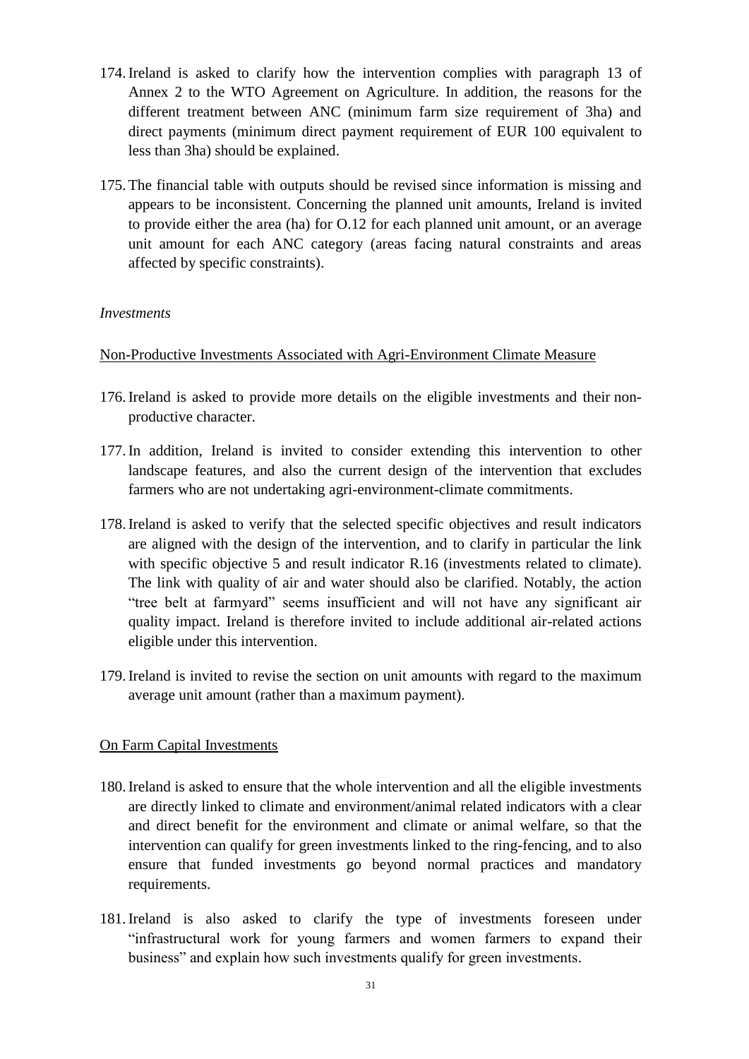174. Ireland is asked to clarify how the intervention complies with paragraph 13 of Annex 2 to the WTO Agreement on Agriculture. In addition, the reasons for the different treatment between ANC (minimum farm size requirement of 3ha) and direct payments (minimum direct payment requirement of EUR 100 equivalent to less than 3ha) should be explained.

175. The financial table with outputs should be revised since information is missing and appears to be inconsistent. Concerning the planned unit amounts, Ireland is invited to provide either the area (ha) for O.12 for each planned unit amount, or an average unit amount for each ANC category (areas facing natural constraints and areas affected by specific constraints).

*Investments*

<u>Non-Productive Investments Associated with Agri-Environment Climate Measure</u>

176. Ireland is asked to provide more details on the eligible investments and their non-productive character.

177. In addition, Ireland is invited to consider extending this intervention to other landscape features, and also the current design of the intervention that excludes farmers who are not undertaking agri-environment-climate commitments.

178. Ireland is asked to verify that the selected specific objectives and result indicators are aligned with the design of the intervention, and to clarify in particular the link with specific objective 5 and result indicator R.16 (investments related to climate). The link with quality of air and water should also be clarified. Notably, the action "tree belt at farmyard" seems insufficient and will not have any significant air quality impact. Ireland is therefore invited to include additional air-related actions eligible under this intervention.

179. Ireland is invited to revise the section on unit amounts with regard to the maximum average unit amount (rather than a maximum payment).

<u>On Farm Capital Investments</u>

180. Ireland is asked to ensure that the whole intervention and all the eligible investments are directly linked to climate and environment/animal related indicators with a clear and direct benefit for the environment and climate or animal welfare, so that the intervention can qualify for green investments linked to the ring-fencing, and to also ensure that funded investments go beyond normal practices and mandatory requirements.

181. Ireland is also asked to clarify the type of investments foreseen under "infrastructural work for young farmers and women farmers to expand their business" and explain how such investments qualify for green investments.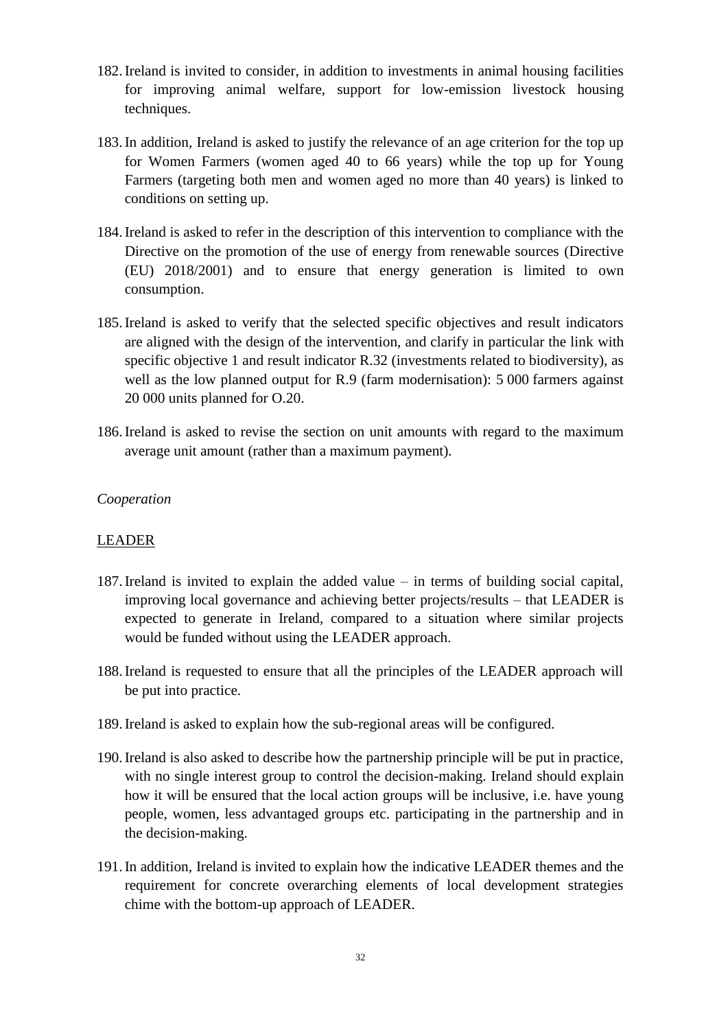182. Ireland is invited to consider, in addition to investments in animal housing facilities for improving animal welfare, support for low-emission livestock housing techniques.

183. In addition, Ireland is asked to justify the relevance of an age criterion for the top up for Women Farmers (women aged 40 to 66 years) while the top up for Young Farmers (targeting both men and women aged no more than 40 years) is linked to conditions on setting up.

184. Ireland is asked to refer in the description of this intervention to compliance with the Directive on the promotion of the use of energy from renewable sources (Directive (EU) 2018/2001) and to ensure that energy generation is limited to own consumption.

185. Ireland is asked to verify that the selected specific objectives and result indicators are aligned with the design of the intervention, and clarify in particular the link with specific objective 1 and result indicator R.32 (investments related to biodiversity), as well as the low planned output for R.9 (farm modernisation): 5 000 farmers against 20 000 units planned for O.20.

186. Ireland is asked to revise the section on unit amounts with regard to the maximum average unit amount (rather than a maximum payment).

*Cooperation*

LEADER

187. Ireland is invited to explain the added value – in terms of building social capital, improving local governance and achieving better projects/results – that LEADER is expected to generate in Ireland, compared to a situation where similar projects would be funded without using the LEADER approach.

188. Ireland is requested to ensure that all the principles of the LEADER approach will be put into practice.

189. Ireland is asked to explain how the sub-regional areas will be configured.

190. Ireland is also asked to describe how the partnership principle will be put in practice, with no single interest group to control the decision-making. Ireland should explain how it will be ensured that the local action groups will be inclusive, i.e. have young people, women, less advantaged groups etc. participating in the partnership and in the decision-making.

191. In addition, Ireland is invited to explain how the indicative LEADER themes and the requirement for concrete overarching elements of local development strategies chime with the bottom-up approach of LEADER.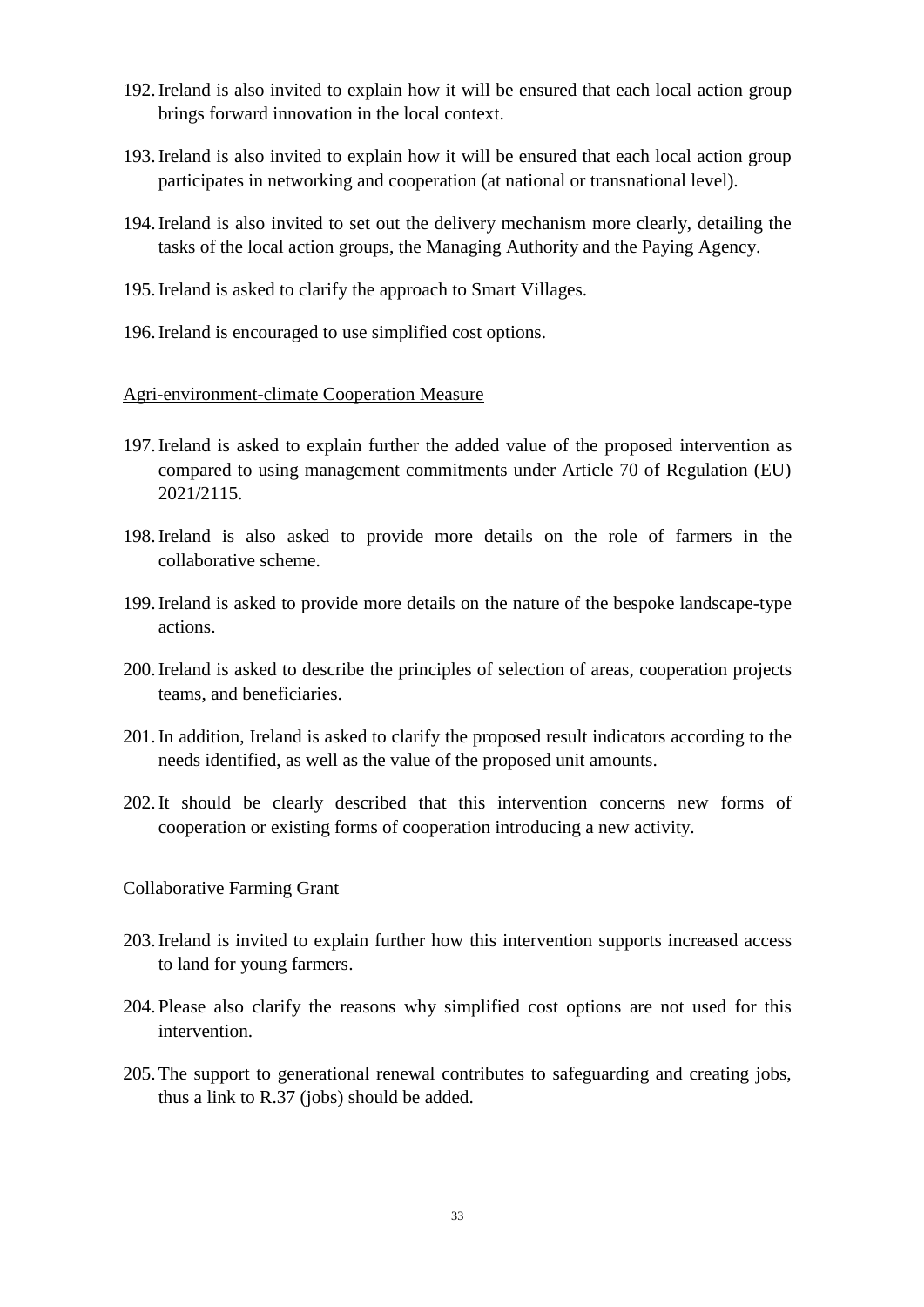192. Ireland is also invited to explain how it will be ensured that each local action group brings forward innovation in the local context.

193. Ireland is also invited to explain how it will be ensured that each local action group participates in networking and cooperation (at national or transnational level).

194. Ireland is also invited to set out the delivery mechanism more clearly, detailing the tasks of the local action groups, the Managing Authority and the Paying Agency.

195. Ireland is asked to clarify the approach to Smart Villages.

196. Ireland is encouraged to use simplified cost options.

Agri-environment-climate Cooperation Measure

197. Ireland is asked to explain further the added value of the proposed intervention as compared to using management commitments under Article 70 of Regulation (EU) 2021/2115.

198. Ireland is also asked to provide more details on the role of farmers in the collaborative scheme.

199. Ireland is asked to provide more details on the nature of the bespoke landscape-type actions.

200. Ireland is asked to describe the principles of selection of areas, cooperation projects teams, and beneficiaries.

201. In addition, Ireland is asked to clarify the proposed result indicators according to the needs identified, as well as the value of the proposed unit amounts.

202. It should be clearly described that this intervention concerns new forms of cooperation or existing forms of cooperation introducing a new activity.

Collaborative Farming Grant

203. Ireland is invited to explain further how this intervention supports increased access to land for young farmers.

204. Please also clarify the reasons why simplified cost options are not used for this intervention.

205. The support to generational renewal contributes to safeguarding and creating jobs, thus a link to R.37 (jobs) should be added.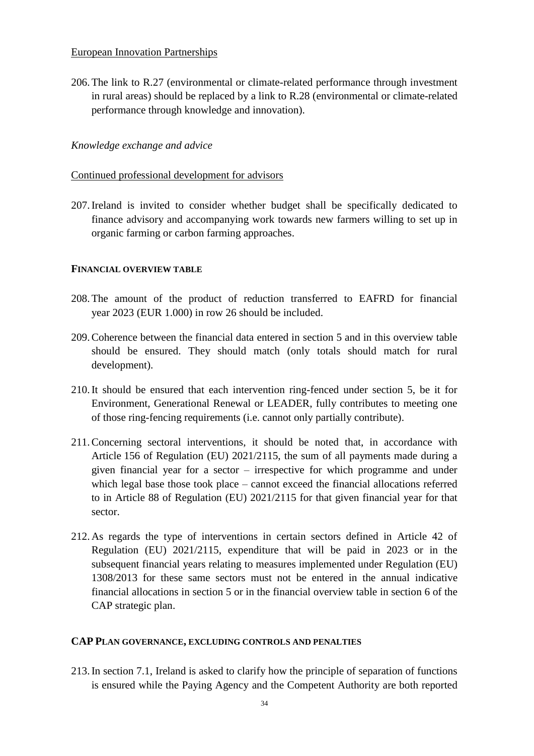European Innovation Partnerships

206. The link to R.27 (environmental or climate-related performance through investment in rural areas) should be replaced by a link to R.28 (environmental or climate-related performance through knowledge and innovation).

*Knowledge exchange and advice*

Continued professional development for advisors

207. Ireland is invited to consider whether budget shall be specifically dedicated to finance advisory and accompanying work towards new farmers willing to set up in organic farming or carbon farming approaches.

**FINANCIAL OVERVIEW TABLE**

208. The amount of the product of reduction transferred to EAFRD for financial year 2023 (EUR 1.000) in row 26 should be included.

209. Coherence between the financial data entered in section 5 and in this overview table should be ensured. They should match (only totals should match for rural development).

210. It should be ensured that each intervention ring-fenced under section 5, be it for Environment, Generational Renewal or LEADER, fully contributes to meeting one of those ring-fencing requirements (i.e. cannot only partially contribute).

211. Concerning sectoral interventions, it should be noted that, in accordance with Article 156 of Regulation (EU) 2021/2115, the sum of all payments made during a given financial year for a sector – irrespective for which programme and under which legal base those took place – cannot exceed the financial allocations referred to in Article 88 of Regulation (EU) 2021/2115 for that given financial year for that sector.

212. As regards the type of interventions in certain sectors defined in Article 42 of Regulation (EU) 2021/2115, expenditure that will be paid in 2023 or in the subsequent financial years relating to measures implemented under Regulation (EU) 1308/2013 for these same sectors must not be entered in the annual indicative financial allocations in section 5 or in the financial overview table in section 6 of the CAP strategic plan.

**CAP PLAN GOVERNANCE, EXCLUDING CONTROLS AND PENALTIES**

213. In section 7.1, Ireland is asked to clarify how the principle of separation of functions is ensured while the Paying Agency and the Competent Authority are both reported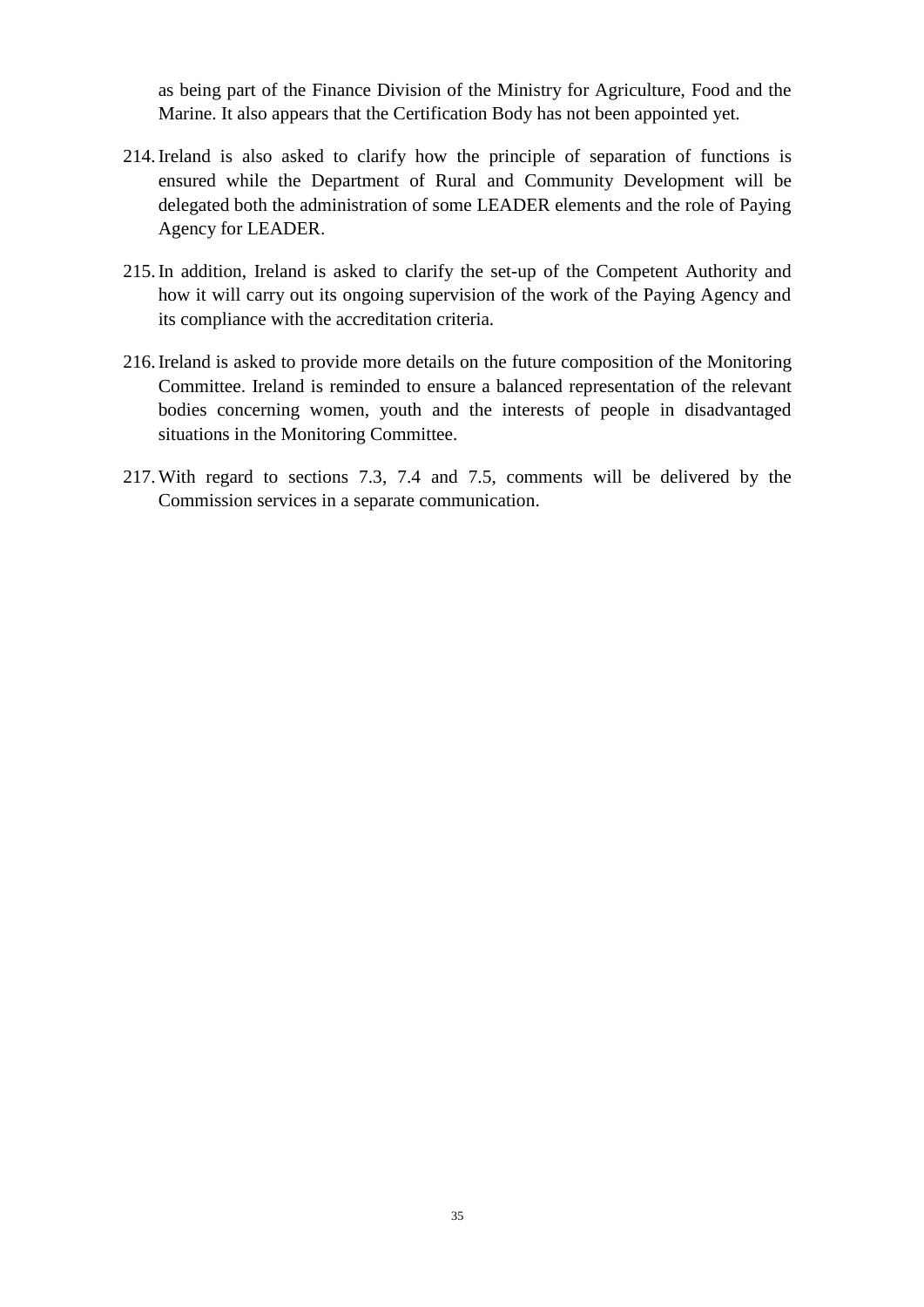as being part of the Finance Division of the Ministry for Agriculture, Food and the Marine. It also appears that the Certification Body has not been appointed yet.

214. Ireland is also asked to clarify how the principle of separation of functions is ensured while the Department of Rural and Community Development will be delegated both the administration of some LEADER elements and the role of Paying Agency for LEADER.

215. In addition, Ireland is asked to clarify the set-up of the Competent Authority and how it will carry out its ongoing supervision of the work of the Paying Agency and its compliance with the accreditation criteria.

216. Ireland is asked to provide more details on the future composition of the Monitoring Committee. Ireland is reminded to ensure a balanced representation of the relevant bodies concerning women, youth and the interests of people in disadvantaged situations in the Monitoring Committee.

217. With regard to sections 7.3, 7.4 and 7.5, comments will be delivered by the Commission services in a separate communication.